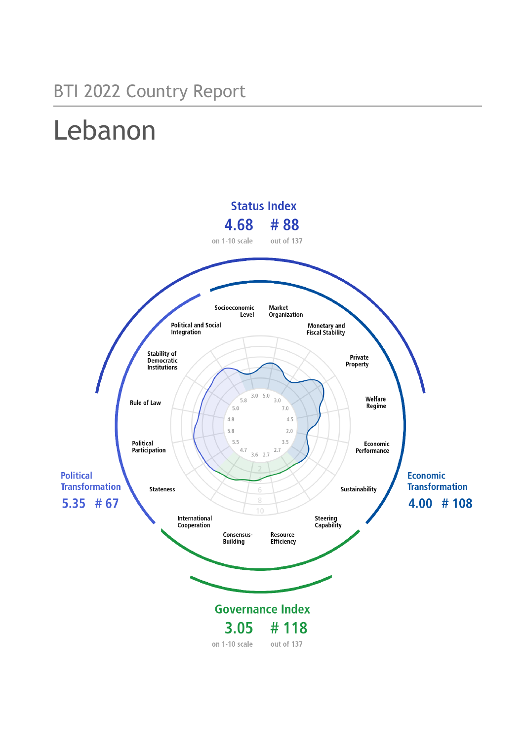BTI 2022 Country Report

# Lebanon

**Status Index**
**4.68** on 1-10 scale
**# 88** out of 137

**Political Transformation**
**5.35 # 67**

**Economic Transformation**
**4.00 # 108**

**Governance Index**
**3.05** on 1-10 scale
**# 118** out of 137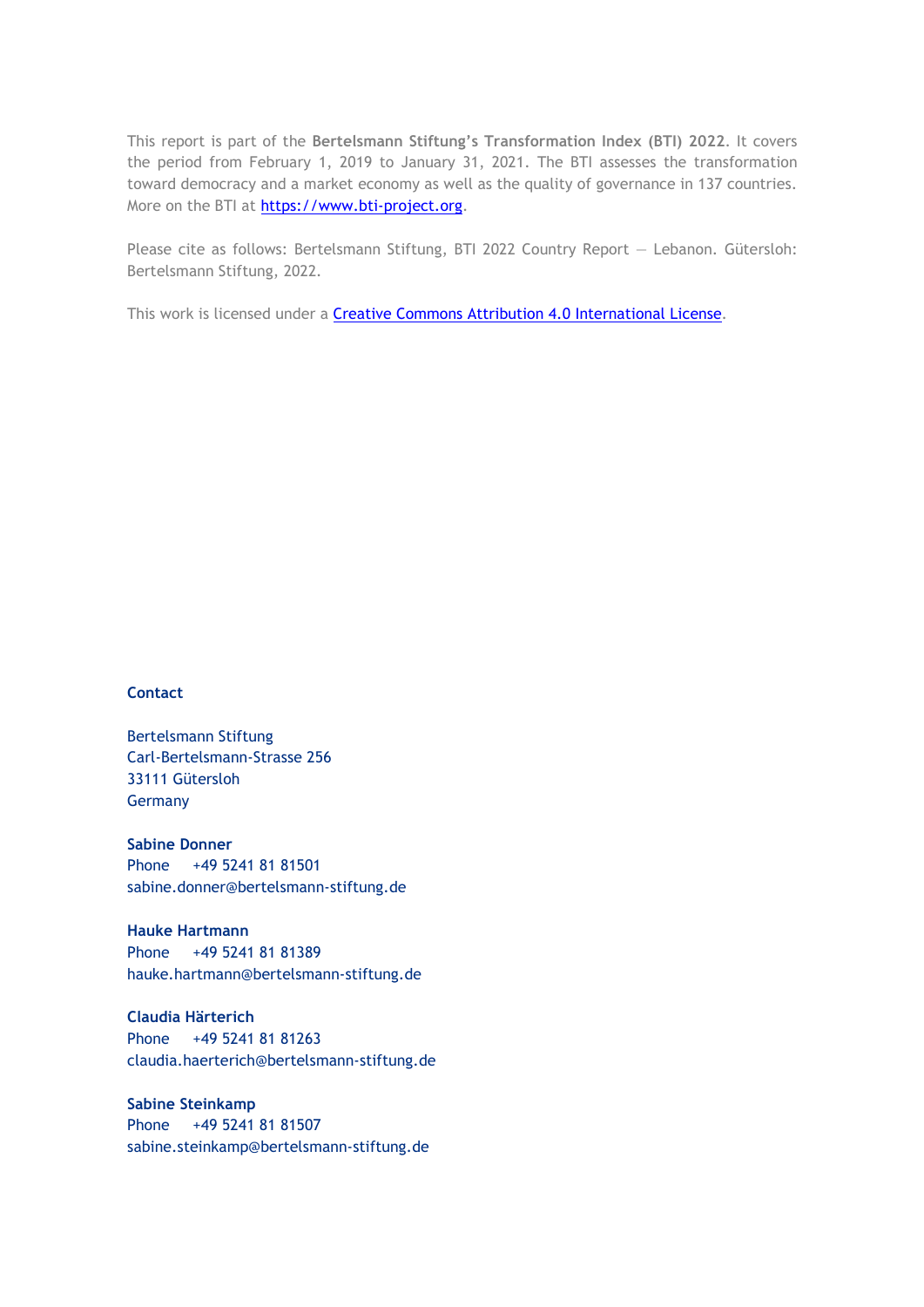This report is part of the **Bertelsmann Stiftung's Transformation Index (BTI) 2022**. It covers the period from February 1, 2019 to January 31, 2021. The BTI assesses the transformation toward democracy and a market economy as well as the quality of governance in 137 countries. More on the BTI at [https://www.bti-project.org](https://www.bti-project.org).

Please cite as follows: Bertelsmann Stiftung, BTI 2022 Country Report — Lebanon. Gütersloh: Bertelsmann Stiftung, 2022.

This work is licensed under a [Creative Commons Attribution 4.0 International License](https://creativecommons.org/licenses/by/4.0/).

**Contact**

Bertelsmann Stiftung
Carl-Bertelsmann-Strasse 256
33111 Gütersloh
Germany

**Sabine Donner**
Phone +49 5241 81 81501
sabine.donner@bertelsmann-stiftung.de

**Hauke Hartmann**
Phone +49 5241 81 81389
hauke.hartmann@bertelsmann-stiftung.de

**Claudia Härterich**
Phone +49 5241 81 81263
claudia.haerterich@bertelsmann-stiftung.de

**Sabine Steinkamp**
Phone +49 5241 81 81507
sabine.steinkamp@bertelsmann-stiftung.de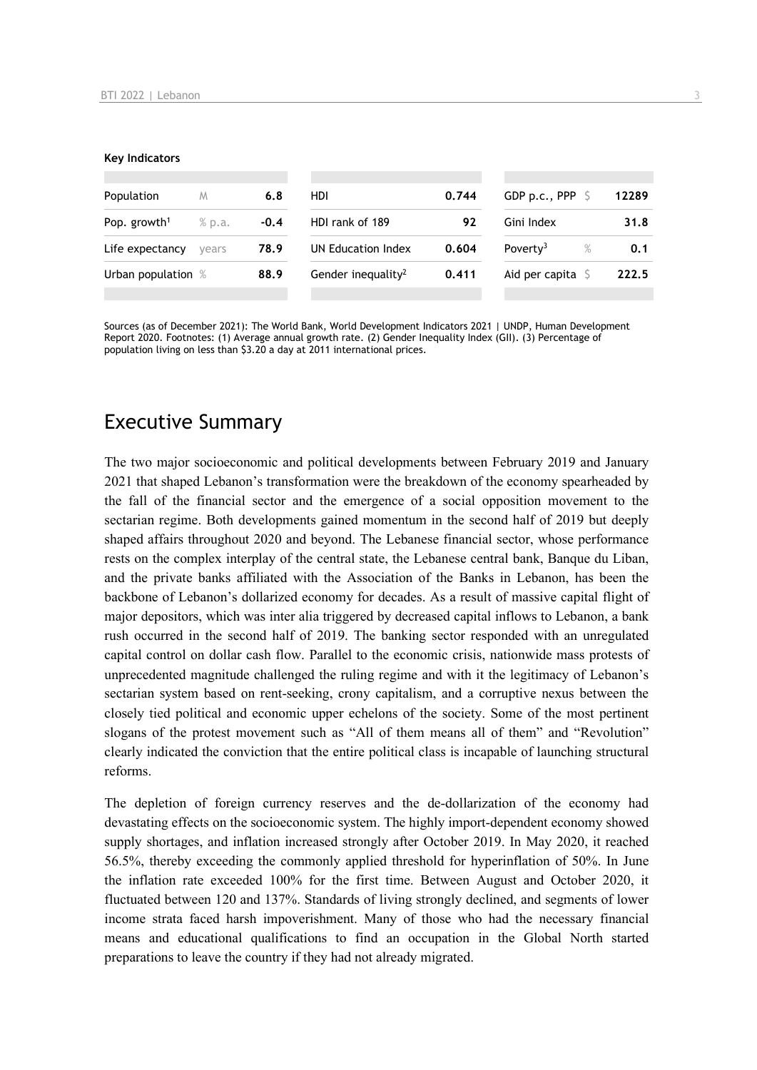**Key Indicators**

| Population | M | 6.8 | HDI | 0.744 | GDP p.c., PPP | $ | 12289 |
|---|---|---|---|---|---|---|---|
| Pop. growth[1] | % p.a. | -0.4 | HDI rank of 189 | 92 | Gini Index | | 31.8 |
| Life expectancy | years | 78.9 | UN Education Index | 0.604 | Poverty[3] | % | 0.1 |
| Urban population | % | 88.9 | Gender inequality[2] | 0.411 | Aid per capita | $ | 222.5 |

Sources (as of December 2021): The World Bank, World Development Indicators 2021 | UNDP, Human Development Report 2020. Footnotes: (1) Average annual growth rate. (2) Gender Inequality Index (GII). (3) Percentage of population living on less than $3.20 a day at 2011 international prices.

# Executive Summary

The two major socioeconomic and political developments between February 2019 and January 2021 that shaped Lebanon's transformation were the breakdown of the economy spearheaded by the fall of the financial sector and the emergence of a social opposition movement to the sectarian regime. Both developments gained momentum in the second half of 2019 but deeply shaped affairs throughout 2020 and beyond. The Lebanese financial sector, whose performance rests on the complex interplay of the central state, the Lebanese central bank, Banque du Liban, and the private banks affiliated with the Association of the Banks in Lebanon, has been the backbone of Lebanon's dollarized economy for decades. As a result of massive capital flight of major depositors, which was inter alia triggered by decreased capital inflows to Lebanon, a bank rush occurred in the second half of 2019. The banking sector responded with an unregulated capital control on dollar cash flow. Parallel to the economic crisis, nationwide mass protests of unprecedented magnitude challenged the ruling regime and with it the legitimacy of Lebanon's sectarian system based on rent-seeking, crony capitalism, and a corruptive nexus between the closely tied political and economic upper echelons of the society. Some of the most pertinent slogans of the protest movement such as "All of them means all of them" and "Revolution" clearly indicated the conviction that the entire political class is incapable of launching structural reforms.

The depletion of foreign currency reserves and the de-dollarization of the economy had devastating effects on the socioeconomic system. The highly import-dependent economy showed supply shortages, and inflation increased strongly after October 2019. In May 2020, it reached 56.5%, thereby exceeding the commonly applied threshold for hyperinflation of 50%. In June the inflation rate exceeded 100% for the first time. Between August and October 2020, it fluctuated between 120 and 137%. Standards of living strongly declined, and segments of lower income strata faced harsh impoverishment. Many of those who had the necessary financial means and educational qualifications to find an occupation in the Global North started preparations to leave the country if they had not already migrated.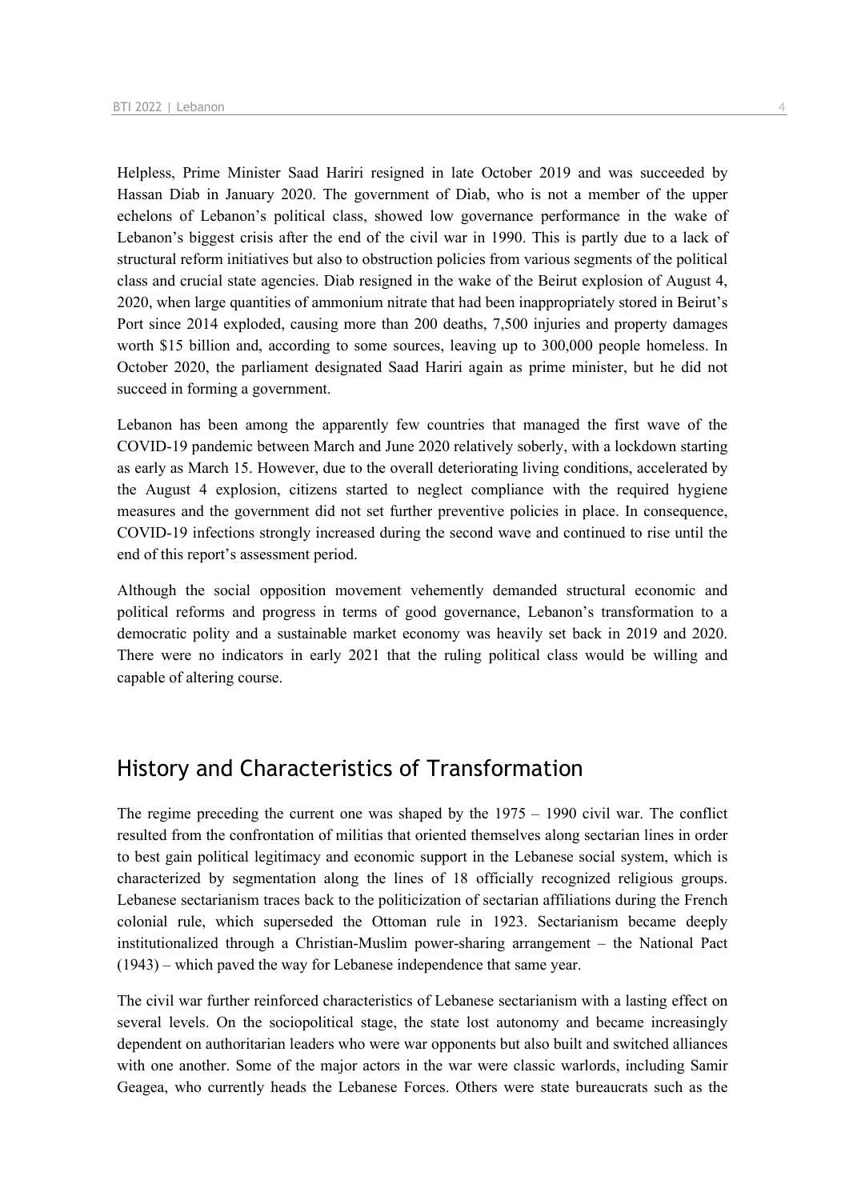Helpless, Prime Minister Saad Hariri resigned in late October 2019 and was succeeded by Hassan Diab in January 2020. The government of Diab, who is not a member of the upper echelons of Lebanon's political class, showed low governance performance in the wake of Lebanon's biggest crisis after the end of the civil war in 1990. This is partly due to a lack of structural reform initiatives but also to obstruction policies from various segments of the political class and crucial state agencies. Diab resigned in the wake of the Beirut explosion of August 4, 2020, when large quantities of ammonium nitrate that had been inappropriately stored in Beirut's Port since 2014 exploded, causing more than 200 deaths, 7,500 injuries and property damages worth $15 billion and, according to some sources, leaving up to 300,000 people homeless. In October 2020, the parliament designated Saad Hariri again as prime minister, but he did not succeed in forming a government.

Lebanon has been among the apparently few countries that managed the first wave of the COVID-19 pandemic between March and June 2020 relatively soberly, with a lockdown starting as early as March 15. However, due to the overall deteriorating living conditions, accelerated by the August 4 explosion, citizens started to neglect compliance with the required hygiene measures and the government did not set further preventive policies in place. In consequence, COVID-19 infections strongly increased during the second wave and continued to rise until the end of this report's assessment period.

Although the social opposition movement vehemently demanded structural economic and political reforms and progress in terms of good governance, Lebanon's transformation to a democratic polity and a sustainable market economy was heavily set back in 2019 and 2020. There were no indicators in early 2021 that the ruling political class would be willing and capable of altering course.

## History and Characteristics of Transformation

The regime preceding the current one was shaped by the 1975 – 1990 civil war. The conflict resulted from the confrontation of militias that oriented themselves along sectarian lines in order to best gain political legitimacy and economic support in the Lebanese social system, which is characterized by segmentation along the lines of 18 officially recognized religious groups. Lebanese sectarianism traces back to the politicization of sectarian affiliations during the French colonial rule, which superseded the Ottoman rule in 1923. Sectarianism became deeply institutionalized through a Christian-Muslim power-sharing arrangement – the National Pact (1943) – which paved the way for Lebanese independence that same year.

The civil war further reinforced characteristics of Lebanese sectarianism with a lasting effect on several levels. On the sociopolitical stage, the state lost autonomy and became increasingly dependent on authoritarian leaders who were war opponents but also built and switched alliances with one another. Some of the major actors in the war were classic warlords, including Samir Geagea, who currently heads the Lebanese Forces. Others were state bureaucrats such as the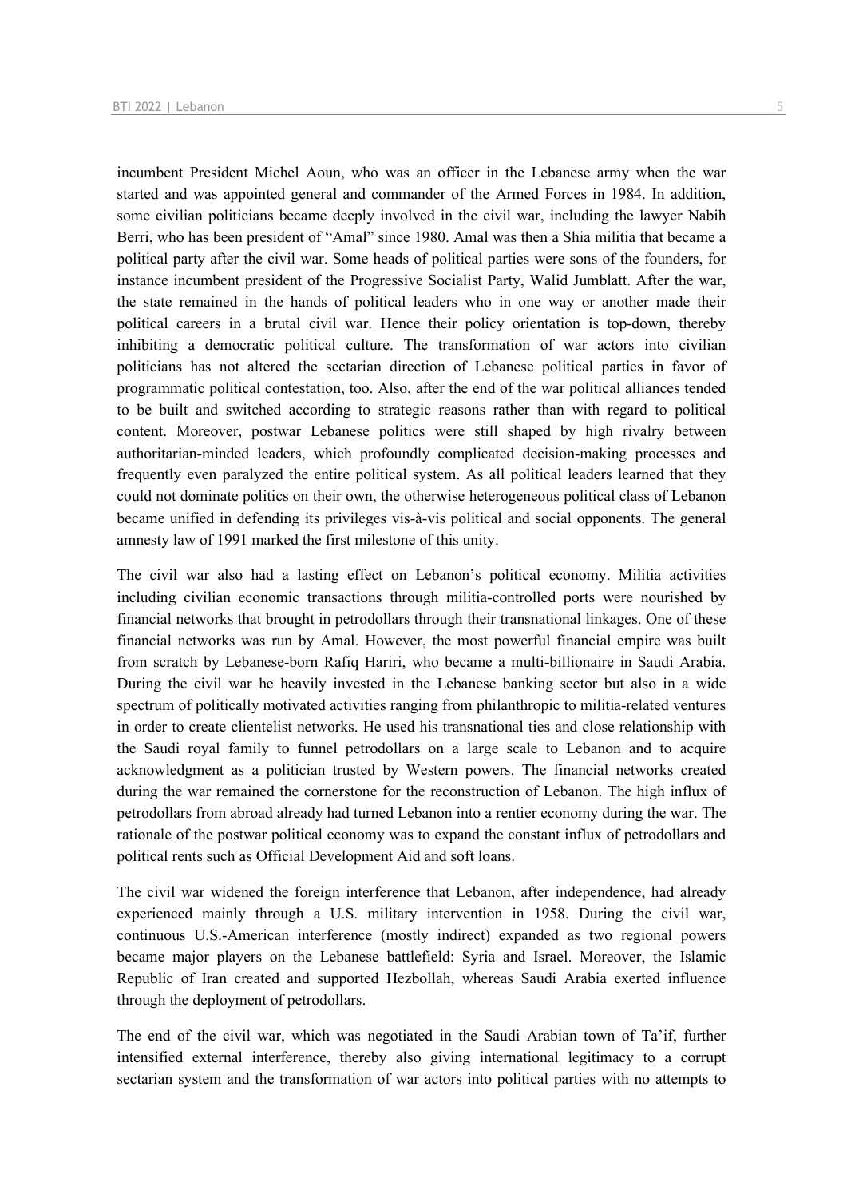incumbent President Michel Aoun, who was an officer in the Lebanese army when the war started and was appointed general and commander of the Armed Forces in 1984. In addition, some civilian politicians became deeply involved in the civil war, including the lawyer Nabih Berri, who has been president of "Amal" since 1980. Amal was then a Shia militia that became a political party after the civil war. Some heads of political parties were sons of the founders, for instance incumbent president of the Progressive Socialist Party, Walid Jumblatt. After the war, the state remained in the hands of political leaders who in one way or another made their political careers in a brutal civil war. Hence their policy orientation is top-down, thereby inhibiting a democratic political culture. The transformation of war actors into civilian politicians has not altered the sectarian direction of Lebanese political parties in favor of programmatic political contestation, too. Also, after the end of the war political alliances tended to be built and switched according to strategic reasons rather than with regard to political content. Moreover, postwar Lebanese politics were still shaped by high rivalry between authoritarian-minded leaders, which profoundly complicated decision-making processes and frequently even paralyzed the entire political system. As all political leaders learned that they could not dominate politics on their own, the otherwise heterogeneous political class of Lebanon became unified in defending its privileges vis-à-vis political and social opponents. The general amnesty law of 1991 marked the first milestone of this unity.

The civil war also had a lasting effect on Lebanon's political economy. Militia activities including civilian economic transactions through militia-controlled ports were nourished by financial networks that brought in petrodollars through their transnational linkages. One of these financial networks was run by Amal. However, the most powerful financial empire was built from scratch by Lebanese-born Rafiq Hariri, who became a multi-billionaire in Saudi Arabia. During the civil war he heavily invested in the Lebanese banking sector but also in a wide spectrum of politically motivated activities ranging from philanthropic to militia-related ventures in order to create clientelist networks. He used his transnational ties and close relationship with the Saudi royal family to funnel petrodollars on a large scale to Lebanon and to acquire acknowledgment as a politician trusted by Western powers. The financial networks created during the war remained the cornerstone for the reconstruction of Lebanon. The high influx of petrodollars from abroad already had turned Lebanon into a rentier economy during the war. The rationale of the postwar political economy was to expand the constant influx of petrodollars and political rents such as Official Development Aid and soft loans.

The civil war widened the foreign interference that Lebanon, after independence, had already experienced mainly through a U.S. military intervention in 1958. During the civil war, continuous U.S.-American interference (mostly indirect) expanded as two regional powers became major players on the Lebanese battlefield: Syria and Israel. Moreover, the Islamic Republic of Iran created and supported Hezbollah, whereas Saudi Arabia exerted influence through the deployment of petrodollars.

The end of the civil war, which was negotiated in the Saudi Arabian town of Ta'if, further intensified external interference, thereby also giving international legitimacy to a corrupt sectarian system and the transformation of war actors into political parties with no attempts to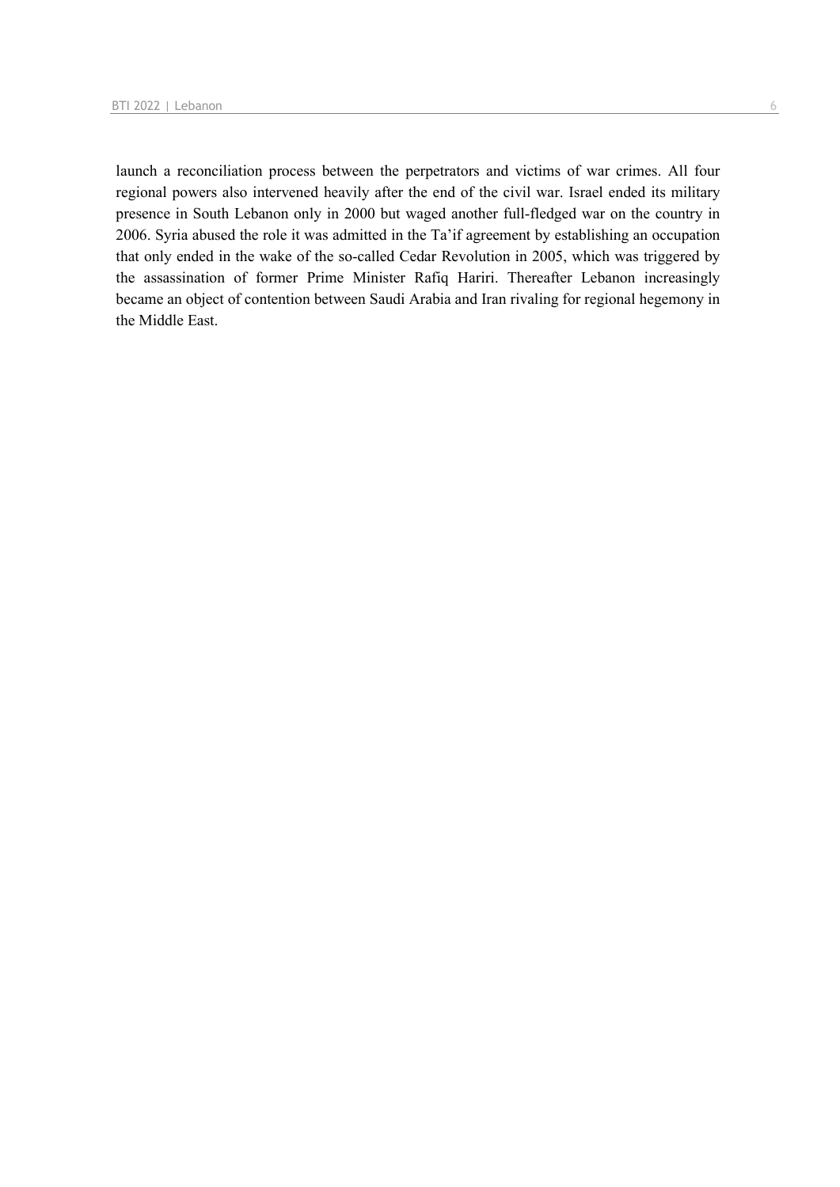launch a reconciliation process between the perpetrators and victims of war crimes. All four regional powers also intervened heavily after the end of the civil war. Israel ended its military presence in South Lebanon only in 2000 but waged another full-fledged war on the country in 2006. Syria abused the role it was admitted in the Ta'if agreement by establishing an occupation that only ended in the wake of the so-called Cedar Revolution in 2005, which was triggered by the assassination of former Prime Minister Rafiq Hariri. Thereafter Lebanon increasingly became an object of contention between Saudi Arabia and Iran rivaling for regional hegemony in the Middle East.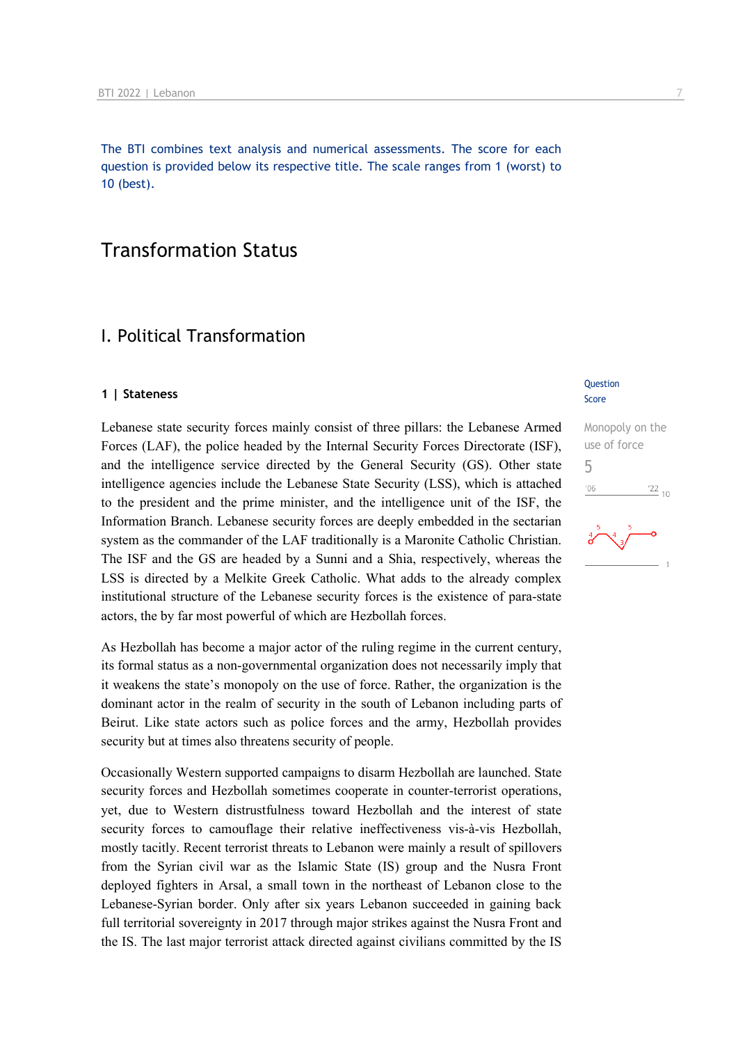The BTI combines text analysis and numerical assessments. The score for each question is provided below its respective title. The scale ranges from 1 (worst) to 10 (best).

# Transformation Status

## I. Political Transformation

### 1 | Stateness

Question Score

Monopoly on the use of force

5

Lebanese state security forces mainly consist of three pillars: the Lebanese Armed Forces (LAF), the police headed by the Internal Security Forces Directorate (ISF), and the intelligence service directed by the General Security (GS). Other state intelligence agencies include the Lebanese State Security (LSS), which is attached to the president and the prime minister, and the intelligence unit of the ISF, the Information Branch. Lebanese security forces are deeply embedded in the sectarian system as the commander of the LAF traditionally is a Maronite Catholic Christian. The ISF and the GS are headed by a Sunni and a Shia, respectively, whereas the LSS is directed by a Melkite Greek Catholic. What adds to the already complex institutional structure of the Lebanese security forces is the existence of para-state actors, the by far most powerful of which are Hezbollah forces.

As Hezbollah has become a major actor of the ruling regime in the current century, its formal status as a non-governmental organization does not necessarily imply that it weakens the state's monopoly on the use of force. Rather, the organization is the dominant actor in the realm of security in the south of Lebanon including parts of Beirut. Like state actors such as police forces and the army, Hezbollah provides security but at times also threatens security of people.

Occasionally Western supported campaigns to disarm Hezbollah are launched. State security forces and Hezbollah sometimes cooperate in counter-terrorist operations, yet, due to Western distrustfulness toward Hezbollah and the interest of state security forces to camouflage their relative ineffectiveness vis-à-vis Hezbollah, mostly tacitly. Recent terrorist threats to Lebanon were mainly a result of spillovers from the Syrian civil war as the Islamic State (IS) group and the Nusra Front deployed fighters in Arsal, a small town in the northeast of Lebanon close to the Lebanese-Syrian border. Only after six years Lebanon succeeded in gaining back full territorial sovereignty in 2017 through major strikes against the Nusra Front and the IS. The last major terrorist attack directed against civilians committed by the IS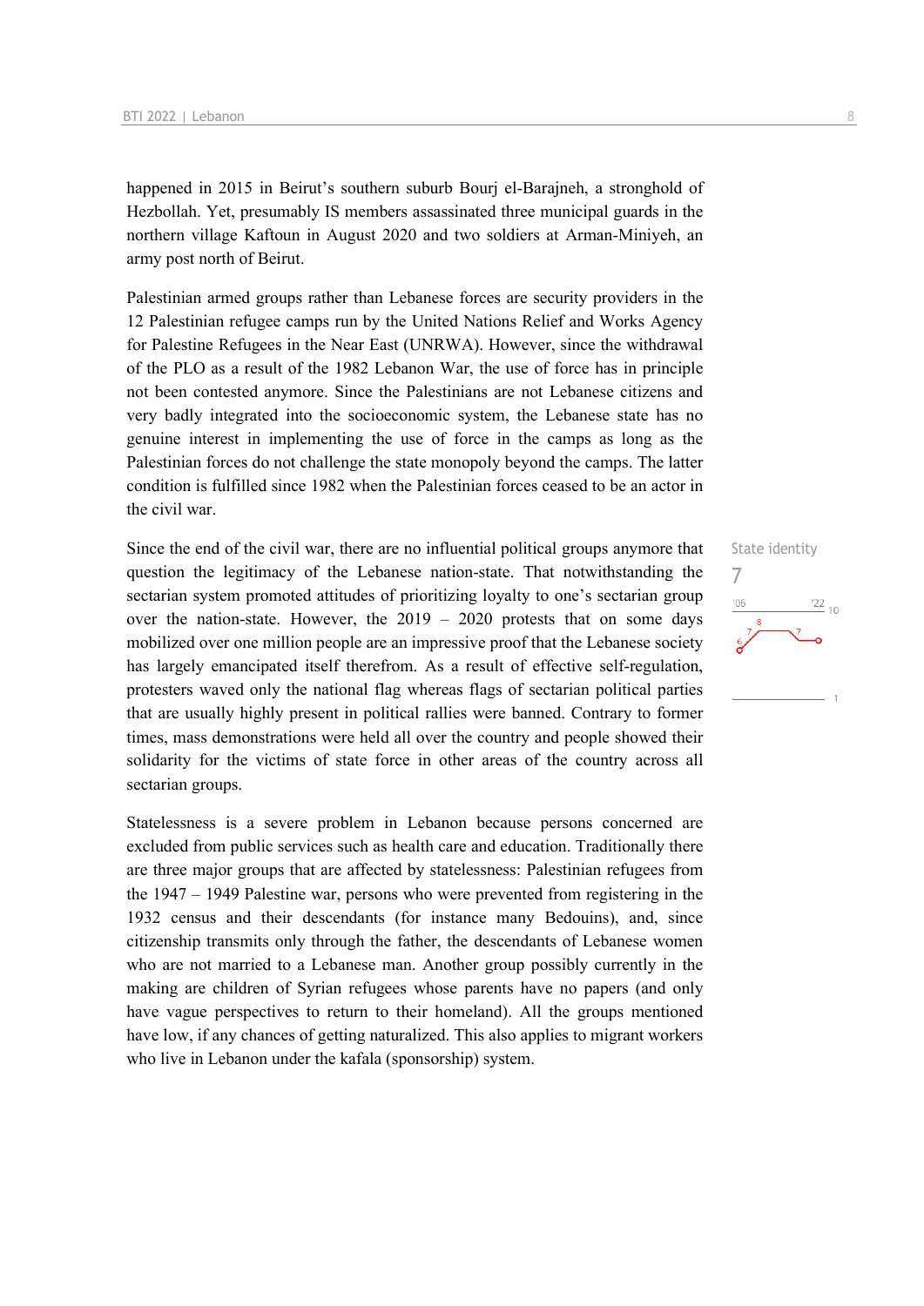happened in 2015 in Beirut's southern suburb Bourj el-Barajneh, a stronghold of Hezbollah. Yet, presumably IS members assassinated three municipal guards in the northern village Kaftoun in August 2020 and two soldiers at Arman-Miniyeh, an army post north of Beirut.

Palestinian armed groups rather than Lebanese forces are security providers in the 12 Palestinian refugee camps run by the United Nations Relief and Works Agency for Palestine Refugees in the Near East (UNRWA). However, since the withdrawal of the PLO as a result of the 1982 Lebanon War, the use of force has in principle not been contested anymore. Since the Palestinians are not Lebanese citizens and very badly integrated into the socioeconomic system, the Lebanese state has no genuine interest in implementing the use of force in the camps as long as the Palestinian forces do not challenge the state monopoly beyond the camps. The latter condition is fulfilled since 1982 when the Palestinian forces ceased to be an actor in the civil war.

State identity
7

Since the end of the civil war, there are no influential political groups anymore that question the legitimacy of the Lebanese nation-state. That notwithstanding the sectarian system promoted attitudes of prioritizing loyalty to one's sectarian group over the nation-state. However, the 2019 – 2020 protests that on some days mobilized over one million people are an impressive proof that the Lebanese society has largely emancipated itself therefrom. As a result of effective self-regulation, protesters waved only the national flag whereas flags of sectarian political parties that are usually highly present in political rallies were banned. Contrary to former times, mass demonstrations were held all over the country and people showed their solidarity for the victims of state force in other areas of the country across all sectarian groups.

Statelessness is a severe problem in Lebanon because persons concerned are excluded from public services such as health care and education. Traditionally there are three major groups that are affected by statelessness: Palestinian refugees from the 1947 – 1949 Palestine war, persons who were prevented from registering in the 1932 census and their descendants (for instance many Bedouins), and, since citizenship transmits only through the father, the descendants of Lebanese women who are not married to a Lebanese man. Another group possibly currently in the making are children of Syrian refugees whose parents have no papers (and only have vague perspectives to return to their homeland). All the groups mentioned have low, if any chances of getting naturalized. This also applies to migrant workers who live in Lebanon under the kafala (sponsorship) system.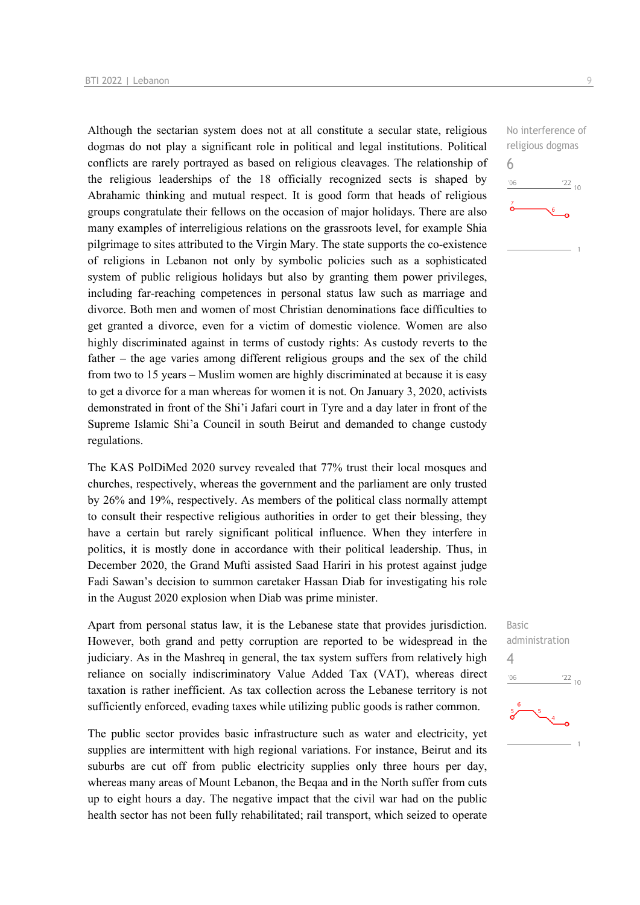Although the sectarian system does not at all constitute a secular state, religious dogmas do not play a significant role in political and legal institutions. Political conflicts are rarely portrayed as based on religious cleavages. The relationship of the religious leaderships of the 18 officially recognized sects is shaped by Abrahamic thinking and mutual respect. It is good form that heads of religious groups congratulate their fellows on the occasion of major holidays. There are also many examples of interreligious relations on the grassroots level, for example Shia pilgrimage to sites attributed to the Virgin Mary. The state supports the co-existence of religions in Lebanon not only by symbolic policies such as a sophisticated system of public religious holidays but also by granting them power privileges, including far-reaching competences in personal status law such as marriage and divorce. Both men and women of most Christian denominations face difficulties to get granted a divorce, even for a victim of domestic violence. Women are also highly discriminated against in terms of custody rights: As custody reverts to the father – the age varies among different religious groups and the sex of the child from two to 15 years – Muslim women are highly discriminated at because it is easy to get a divorce for a man whereas for women it is not. On January 3, 2020, activists demonstrated in front of the Shi'i Jafari court in Tyre and a day later in front of the Supreme Islamic Shi'a Council in south Beirut and demanded to change custody regulations.

No interference of religious dogmas
6

The KAS PolDiMed 2020 survey revealed that 77% trust their local mosques and churches, respectively, whereas the government and the parliament are only trusted by 26% and 19%, respectively. As members of the political class normally attempt to consult their respective religious authorities in order to get their blessing, they have a certain but rarely significant political influence. When they interfere in politics, it is mostly done in accordance with their political leadership. Thus, in December 2020, the Grand Mufti assisted Saad Hariri in his protest against judge Fadi Sawan's decision to summon caretaker Hassan Diab for investigating his role in the August 2020 explosion when Diab was prime minister.

Apart from personal status law, it is the Lebanese state that provides jurisdiction. However, both grand and petty corruption are reported to be widespread in the judiciary. As in the Mashreq in general, the tax system suffers from relatively high reliance on socially indiscriminatory Value Added Tax (VAT), whereas direct taxation is rather inefficient. As tax collection across the Lebanese territory is not sufficiently enforced, evading taxes while utilizing public goods is rather common.

Basic administration
4

The public sector provides basic infrastructure such as water and electricity, yet supplies are intermittent with high regional variations. For instance, Beirut and its suburbs are cut off from public electricity supplies only three hours per day, whereas many areas of Mount Lebanon, the Beqaa and in the North suffer from cuts up to eight hours a day. The negative impact that the civil war had on the public health sector has not been fully rehabilitated; rail transport, which seized to operate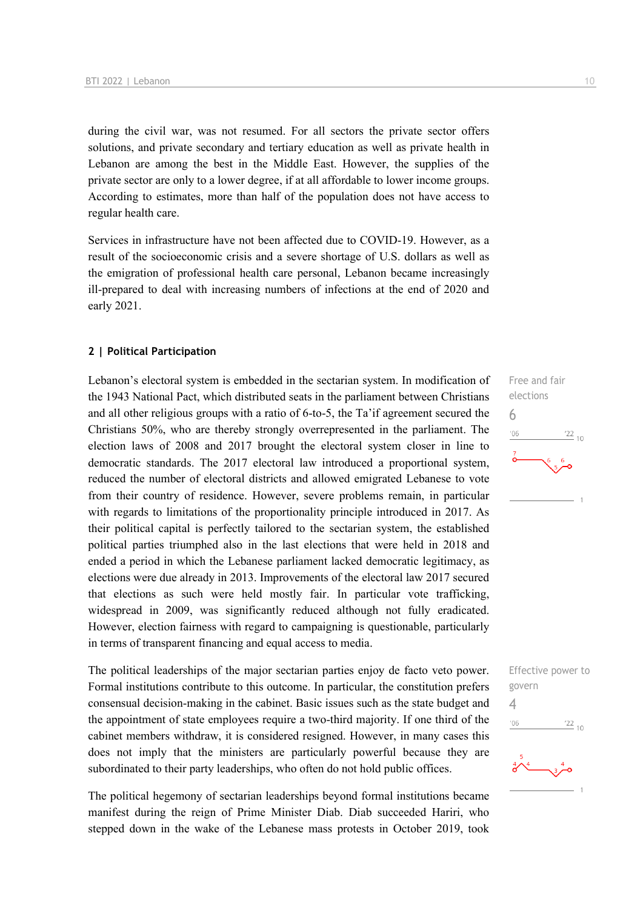during the civil war, was not resumed. For all sectors the private sector offers solutions, and private secondary and tertiary education as well as private health in Lebanon are among the best in the Middle East. However, the supplies of the private sector are only to a lower degree, if at all affordable to lower income groups. According to estimates, more than half of the population does not have access to regular health care.

Services in infrastructure have not been affected due to COVID-19. However, as a result of the socioeconomic crisis and a severe shortage of U.S. dollars as well as the emigration of professional health care personal, Lebanon became increasingly ill-prepared to deal with increasing numbers of infections at the end of 2020 and early 2021.

### 2 | Political Participation

Free and fair elections
6

Lebanon's electoral system is embedded in the sectarian system. In modification of the 1943 National Pact, which distributed seats in the parliament between Christians and all other religious groups with a ratio of 6-to-5, the Ta'if agreement secured the Christians 50%, who are thereby strongly overrepresented in the parliament. The election laws of 2008 and 2017 brought the electoral system closer in line to democratic standards. The 2017 electoral law introduced a proportional system, reduced the number of electoral districts and allowed emigrated Lebanese to vote from their country of residence. However, severe problems remain, in particular with regards to limitations of the proportionality principle introduced in 2017. As their political capital is perfectly tailored to the sectarian system, the established political parties triumphed also in the last elections that were held in 2018 and ended a period in which the Lebanese parliament lacked democratic legitimacy, as elections were due already in 2013. Improvements of the electoral law 2017 secured that elections as such were held mostly fair. In particular vote trafficking, widespread in 2009, was significantly reduced although not fully eradicated. However, election fairness with regard to campaigning is questionable, particularly in terms of transparent financing and equal access to media.

Effective power to govern
4

The political leaderships of the major sectarian parties enjoy de facto veto power. Formal institutions contribute to this outcome. In particular, the constitution prefers consensual decision-making in the cabinet. Basic issues such as the state budget and the appointment of state employees require a two-third majority. If one third of the cabinet members withdraw, it is considered resigned. However, in many cases this does not imply that the ministers are particularly powerful because they are subordinated to their party leaderships, who often do not hold public offices.

The political hegemony of sectarian leaderships beyond formal institutions became manifest during the reign of Prime Minister Diab. Diab succeeded Hariri, who stepped down in the wake of the Lebanese mass protests in October 2019, took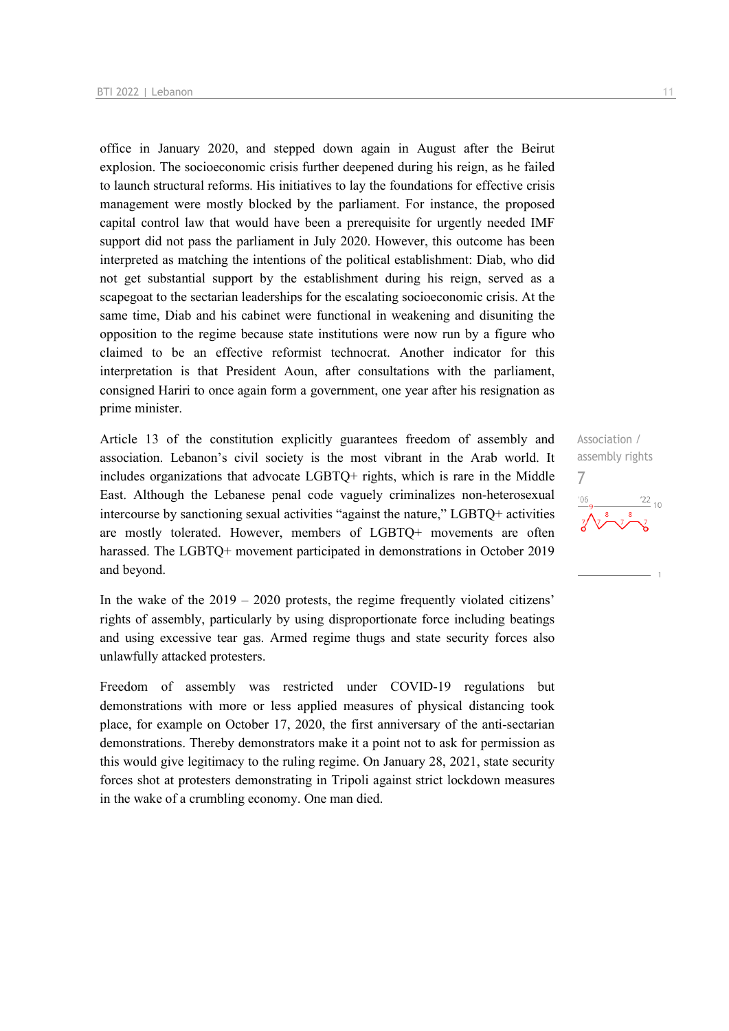office in January 2020, and stepped down again in August after the Beirut explosion. The socioeconomic crisis further deepened during his reign, as he failed to launch structural reforms. His initiatives to lay the foundations for effective crisis management were mostly blocked by the parliament. For instance, the proposed capital control law that would have been a prerequisite for urgently needed IMF support did not pass the parliament in July 2020. However, this outcome has been interpreted as matching the intentions of the political establishment: Diab, who did not get substantial support by the establishment during his reign, served as a scapegoat to the sectarian leaderships for the escalating socioeconomic crisis. At the same time, Diab and his cabinet were functional in weakening and disuniting the opposition to the regime because state institutions were now run by a figure who claimed to be an effective reformist technocrat. Another indicator for this interpretation is that President Aoun, after consultations with the parliament, consigned Hariri to once again form a government, one year after his resignation as prime minister.

Association / assembly rights

7

Article 13 of the constitution explicitly guarantees freedom of assembly and association. Lebanon's civil society is the most vibrant in the Arab world. It includes organizations that advocate LGBTQ+ rights, which is rare in the Middle East. Although the Lebanese penal code vaguely criminalizes non-heterosexual intercourse by sanctioning sexual activities "against the nature," LGBTQ+ activities are mostly tolerated. However, members of LGBTQ+ movements are often harassed. The LGBTQ+ movement participated in demonstrations in October 2019 and beyond.

In the wake of the 2019 – 2020 protests, the regime frequently violated citizens' rights of assembly, particularly by using disproportionate force including beatings and using excessive tear gas. Armed regime thugs and state security forces also unlawfully attacked protesters.

Freedom of assembly was restricted under COVID-19 regulations but demonstrations with more or less applied measures of physical distancing took place, for example on October 17, 2020, the first anniversary of the anti-sectarian demonstrations. Thereby demonstrators make it a point not to ask for permission as this would give legitimacy to the ruling regime. On January 28, 2021, state security forces shot at protesters demonstrating in Tripoli against strict lockdown measures in the wake of a crumbling economy. One man died.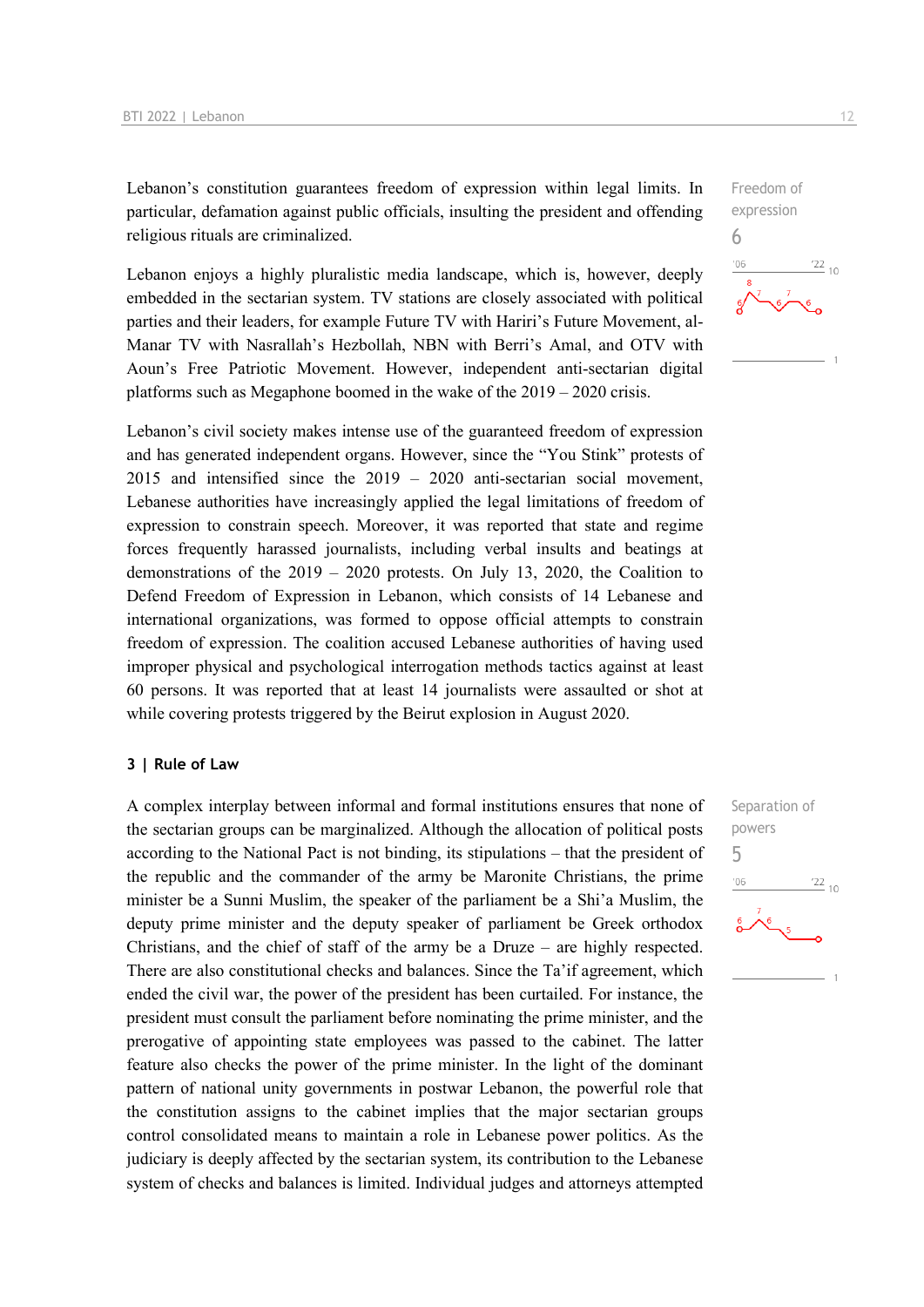Lebanon's constitution guarantees freedom of expression within legal limits. In particular, defamation against public officials, insulting the president and offending religious rituals are criminalized.

Freedom of expression
6

Lebanon enjoys a highly pluralistic media landscape, which is, however, deeply embedded in the sectarian system. TV stations are closely associated with political parties and their leaders, for example Future TV with Hariri's Future Movement, al-Manar TV with Nasrallah's Hezbollah, NBN with Berri's Amal, and OTV with Aoun's Free Patriotic Movement. However, independent anti-sectarian digital platforms such as Megaphone boomed in the wake of the 2019 – 2020 crisis.

Lebanon's civil society makes intense use of the guaranteed freedom of expression and has generated independent organs. However, since the "You Stink" protests of 2015 and intensified since the 2019 – 2020 anti-sectarian social movement, Lebanese authorities have increasingly applied the legal limitations of freedom of expression to constrain speech. Moreover, it was reported that state and regime forces frequently harassed journalists, including verbal insults and beatings at demonstrations of the 2019 – 2020 protests. On July 13, 2020, the Coalition to Defend Freedom of Expression in Lebanon, which consists of 14 Lebanese and international organizations, was formed to oppose official attempts to constrain freedom of expression. The coalition accused Lebanese authorities of having used improper physical and psychological interrogation methods tactics against at least 60 persons. It was reported that at least 14 journalists were assaulted or shot at while covering protests triggered by the Beirut explosion in August 2020.

### 3 | Rule of Law

Separation of powers
5

A complex interplay between informal and formal institutions ensures that none of the sectarian groups can be marginalized. Although the allocation of political posts according to the National Pact is not binding, its stipulations – that the president of the republic and the commander of the army be Maronite Christians, the prime minister be a Sunni Muslim, the speaker of the parliament be a Shi'a Muslim, the deputy prime minister and the deputy speaker of parliament be Greek orthodox Christians, and the chief of staff of the army be a Druze – are highly respected. There are also constitutional checks and balances. Since the Ta'if agreement, which ended the civil war, the power of the president has been curtailed. For instance, the president must consult the parliament before nominating the prime minister, and the prerogative of appointing state employees was passed to the cabinet. The latter feature also checks the power of the prime minister. In the light of the dominant pattern of national unity governments in postwar Lebanon, the powerful role that the constitution assigns to the cabinet implies that the major sectarian groups control consolidated means to maintain a role in Lebanese power politics. As the judiciary is deeply affected by the sectarian system, its contribution to the Lebanese system of checks and balances is limited. Individual judges and attorneys attempted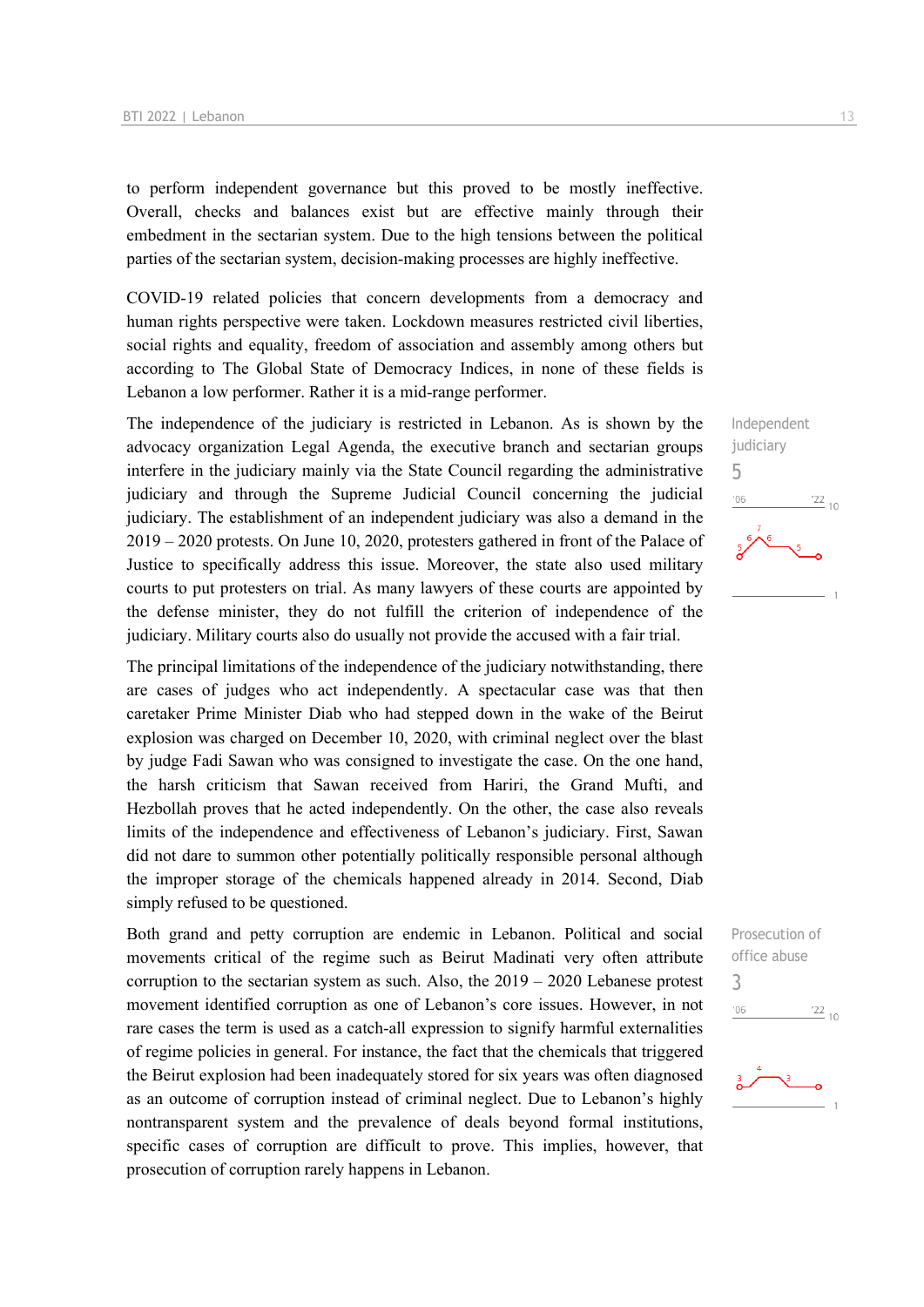to perform independent governance but this proved to be mostly ineffective. Overall, checks and balances exist but are effective mainly through their embedment in the sectarian system. Due to the high tensions between the political parties of the sectarian system, decision-making processes are highly ineffective.

COVID-19 related policies that concern developments from a democracy and human rights perspective were taken. Lockdown measures restricted civil liberties, social rights and equality, freedom of association and assembly among others but according to The Global State of Democracy Indices, in none of these fields is Lebanon a low performer. Rather it is a mid-range performer.

Independent judiciary
5

The independence of the judiciary is restricted in Lebanon. As is shown by the advocacy organization Legal Agenda, the executive branch and sectarian groups interfere in the judiciary mainly via the State Council regarding the administrative judiciary and through the Supreme Judicial Council concerning the judicial judiciary. The establishment of an independent judiciary was also a demand in the 2019 – 2020 protests. On June 10, 2020, protesters gathered in front of the Palace of Justice to specifically address this issue. Moreover, the state also used military courts to put protesters on trial. As many lawyers of these courts are appointed by the defense minister, they do not fulfill the criterion of independence of the judiciary. Military courts also do usually not provide the accused with a fair trial.

The principal limitations of the independence of the judiciary notwithstanding, there are cases of judges who act independently. A spectacular case was that then caretaker Prime Minister Diab who had stepped down in the wake of the Beirut explosion was charged on December 10, 2020, with criminal neglect over the blast by judge Fadi Sawan who was consigned to investigate the case. On the one hand, the harsh criticism that Sawan received from Hariri, the Grand Mufti, and Hezbollah proves that he acted independently. On the other, the case also reveals limits of the independence and effectiveness of Lebanon's judiciary. First, Sawan did not dare to summon other potentially politically responsible personal although the improper storage of the chemicals happened already in 2014. Second, Diab simply refused to be questioned.

Prosecution of office abuse
3

Both grand and petty corruption are endemic in Lebanon. Political and social movements critical of the regime such as Beirut Madinati very often attribute corruption to the sectarian system as such. Also, the 2019 – 2020 Lebanese protest movement identified corruption as one of Lebanon's core issues. However, in not rare cases the term is used as a catch-all expression to signify harmful externalities of regime policies in general. For instance, the fact that the chemicals that triggered the Beirut explosion had been inadequately stored for six years was often diagnosed as an outcome of corruption instead of criminal neglect. Due to Lebanon's highly nontransparent system and the prevalence of deals beyond formal institutions, specific cases of corruption are difficult to prove. This implies, however, that prosecution of corruption rarely happens in Lebanon.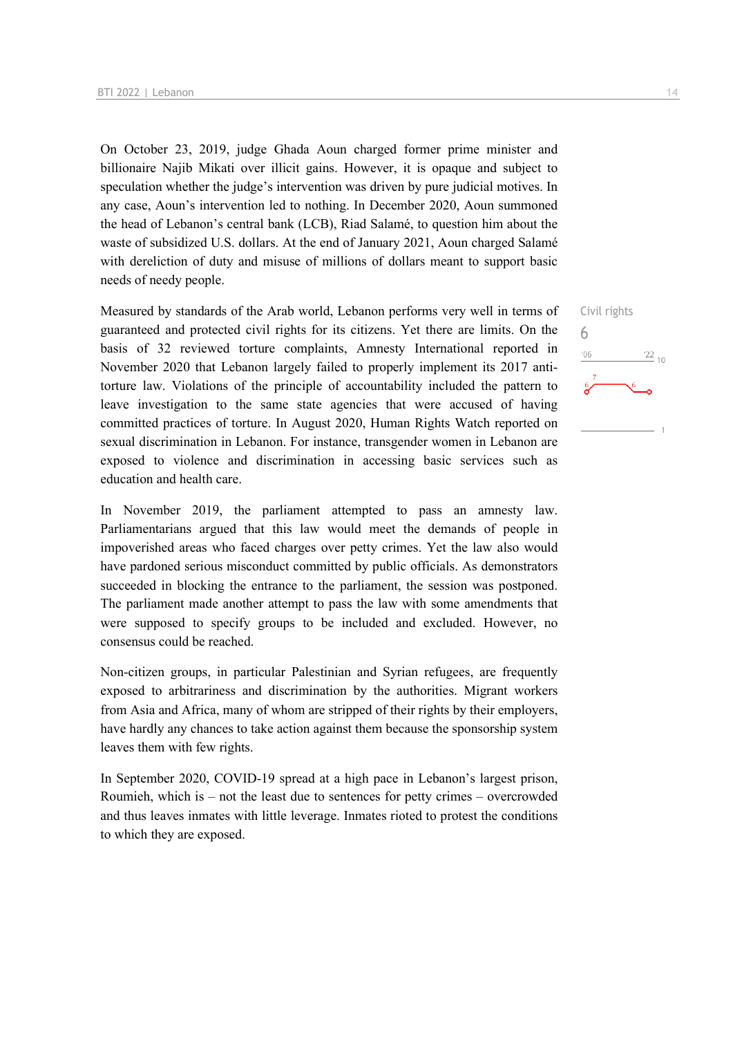On October 23, 2019, judge Ghada Aoun charged former prime minister and billionaire Najib Mikati over illicit gains. However, it is opaque and subject to speculation whether the judge's intervention was driven by pure judicial motives. In any case, Aoun's intervention led to nothing. In December 2020, Aoun summoned the head of Lebanon's central bank (LCB), Riad Salamé, to question him about the waste of subsidized U.S. dollars. At the end of January 2021, Aoun charged Salamé with dereliction of duty and misuse of millions of dollars meant to support basic needs of needy people.

Civil rights
6

Measured by standards of the Arab world, Lebanon performs very well in terms of guaranteed and protected civil rights for its citizens. Yet there are limits. On the basis of 32 reviewed torture complaints, Amnesty International reported in November 2020 that Lebanon largely failed to properly implement its 2017 anti-torture law. Violations of the principle of accountability included the pattern to leave investigation to the same state agencies that were accused of having committed practices of torture. In August 2020, Human Rights Watch reported on sexual discrimination in Lebanon. For instance, transgender women in Lebanon are exposed to violence and discrimination in accessing basic services such as education and health care.

In November 2019, the parliament attempted to pass an amnesty law. Parliamentarians argued that this law would meet the demands of people in impoverished areas who faced charges over petty crimes. Yet the law also would have pardoned serious misconduct committed by public officials. As demonstrators succeeded in blocking the entrance to the parliament, the session was postponed. The parliament made another attempt to pass the law with some amendments that were supposed to specify groups to be included and excluded. However, no consensus could be reached.

Non-citizen groups, in particular Palestinian and Syrian refugees, are frequently exposed to arbitrariness and discrimination by the authorities. Migrant workers from Asia and Africa, many of whom are stripped of their rights by their employers, have hardly any chances to take action against them because the sponsorship system leaves them with few rights.

In September 2020, COVID-19 spread at a high pace in Lebanon's largest prison, Roumieh, which is – not the least due to sentences for petty crimes – overcrowded and thus leaves inmates with little leverage. Inmates rioted to protest the conditions to which they are exposed.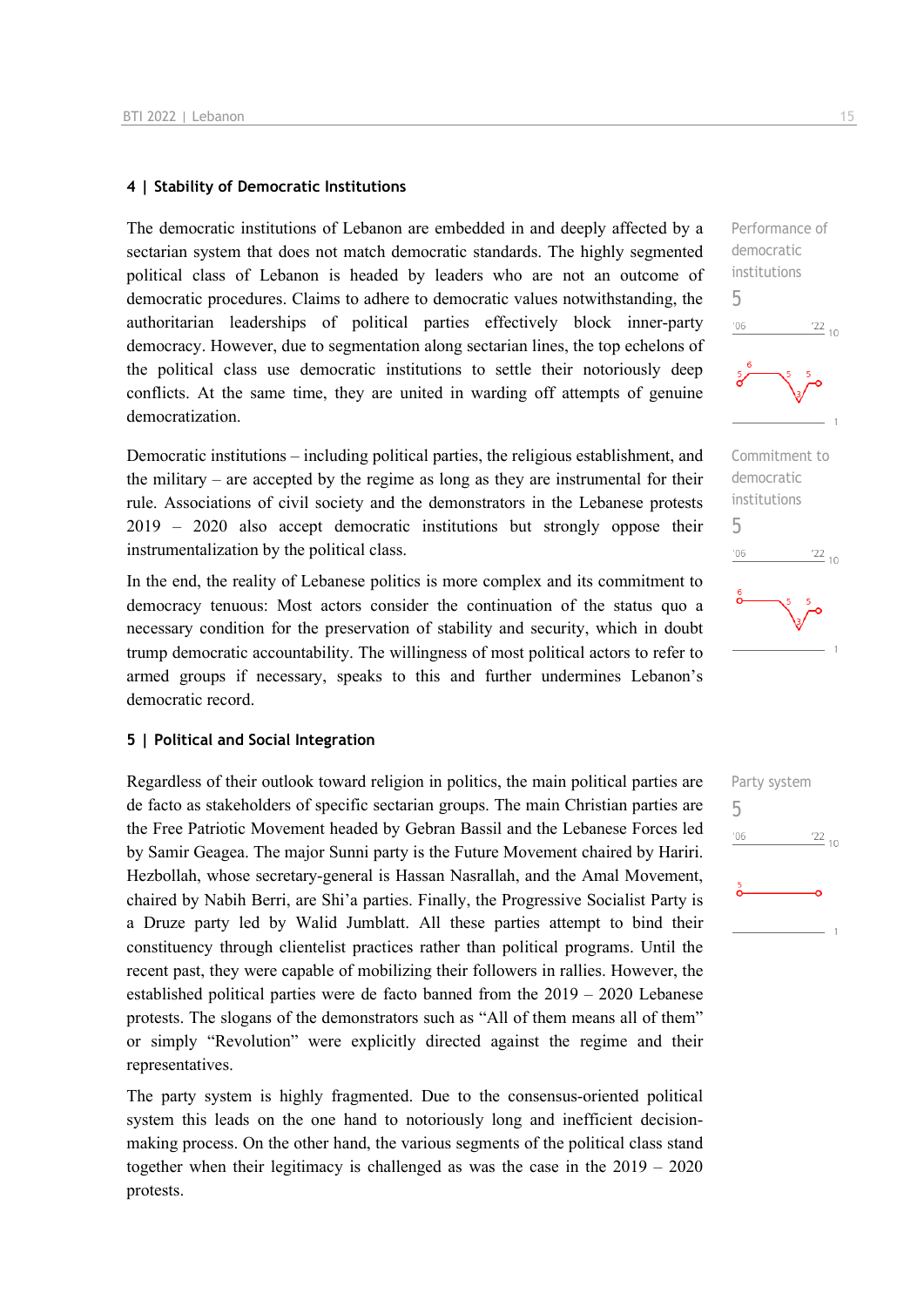### 4 | Stability of Democratic Institutions

Performance of democratic institutions
5

The democratic institutions of Lebanon are embedded in and deeply affected by a sectarian system that does not match democratic standards. The highly segmented political class of Lebanon is headed by leaders who are not an outcome of democratic procedures. Claims to adhere to democratic values notwithstanding, the authoritarian leaderships of political parties effectively block inner-party democracy. However, due to segmentation along sectarian lines, the top echelons of the political class use democratic institutions to settle their notoriously deep conflicts. At the same time, they are united in warding off attempts of genuine democratization.

Commitment to democratic institutions
5

Democratic institutions – including political parties, the religious establishment, and the military – are accepted by the regime as long as they are instrumental for their rule. Associations of civil society and the demonstrators in the Lebanese protests 2019 – 2020 also accept democratic institutions but strongly oppose their instrumentalization by the political class.

In the end, the reality of Lebanese politics is more complex and its commitment to democracy tenuous: Most actors consider the continuation of the status quo a necessary condition for the preservation of stability and security, which in doubt trump democratic accountability. The willingness of most political actors to refer to armed groups if necessary, speaks to this and further undermines Lebanon's democratic record.

### 5 | Political and Social Integration

Party system
5

Regardless of their outlook toward religion in politics, the main political parties are de facto as stakeholders of specific sectarian groups. The main Christian parties are the Free Patriotic Movement headed by Gebran Bassil and the Lebanese Forces led by Samir Geagea. The major Sunni party is the Future Movement chaired by Hariri. Hezbollah, whose secretary-general is Hassan Nasrallah, and the Amal Movement, chaired by Nabih Berri, are Shi'a parties. Finally, the Progressive Socialist Party is a Druze party led by Walid Jumblatt. All these parties attempt to bind their constituency through clientelist practices rather than political programs. Until the recent past, they were capable of mobilizing their followers in rallies. However, the established political parties were de facto banned from the 2019 – 2020 Lebanese protests. The slogans of the demonstrators such as "All of them means all of them" or simply "Revolution" were explicitly directed against the regime and their representatives.

The party system is highly fragmented. Due to the consensus-oriented political system this leads on the one hand to notoriously long and inefficient decision-making process. On the other hand, the various segments of the political class stand together when their legitimacy is challenged as was the case in the 2019 – 2020 protests.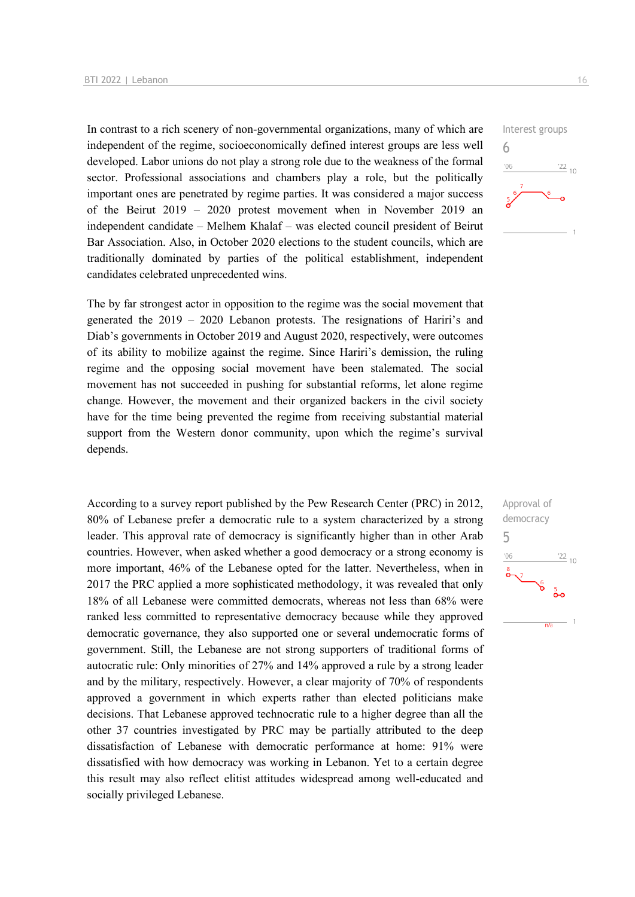Interest groups

6

In contrast to a rich scenery of non-governmental organizations, many of which are independent of the regime, socioeconomically defined interest groups are less well developed. Labor unions do not play a strong role due to the weakness of the formal sector. Professional associations and chambers play a role, but the politically important ones are penetrated by regime parties. It was considered a major success of the Beirut 2019 – 2020 protest movement when in November 2019 an independent candidate – Melhem Khalaf – was elected council president of Beirut Bar Association. Also, in October 2020 elections to the student councils, which are traditionally dominated by parties of the political establishment, independent candidates celebrated unprecedented wins.

The by far strongest actor in opposition to the regime was the social movement that generated the 2019 – 2020 Lebanon protests. The resignations of Hariri's and Diab's governments in October 2019 and August 2020, respectively, were outcomes of its ability to mobilize against the regime. Since Hariri's demission, the ruling regime and the opposing social movement have been stalemated. The social movement has not succeeded in pushing for substantial reforms, let alone regime change. However, the movement and their organized backers in the civil society have for the time being prevented the regime from receiving substantial material support from the Western donor community, upon which the regime's survival depends.

Approval of democracy

5

According to a survey report published by the Pew Research Center (PRC) in 2012, 80% of Lebanese prefer a democratic rule to a system characterized by a strong leader. This approval rate of democracy is significantly higher than in other Arab countries. However, when asked whether a good democracy or a strong economy is more important, 46% of the Lebanese opted for the latter. Nevertheless, when in 2017 the PRC applied a more sophisticated methodology, it was revealed that only 18% of all Lebanese were committed democrats, whereas not less than 68% were ranked less committed to representative democracy because while they approved democratic governance, they also supported one or several undemocratic forms of government. Still, the Lebanese are not strong supporters of traditional forms of autocratic rule: Only minorities of 27% and 14% approved a rule by a strong leader and by the military, respectively. However, a clear majority of 70% of respondents approved a government in which experts rather than elected politicians make decisions. That Lebanese approved technocratic rule to a higher degree than all the other 37 countries investigated by PRC may be partially attributed to the deep dissatisfaction of Lebanese with democratic performance at home: 91% were dissatisfied with how democracy was working in Lebanon. Yet to a certain degree this result may also reflect elitist attitudes widespread among well-educated and socially privileged Lebanese.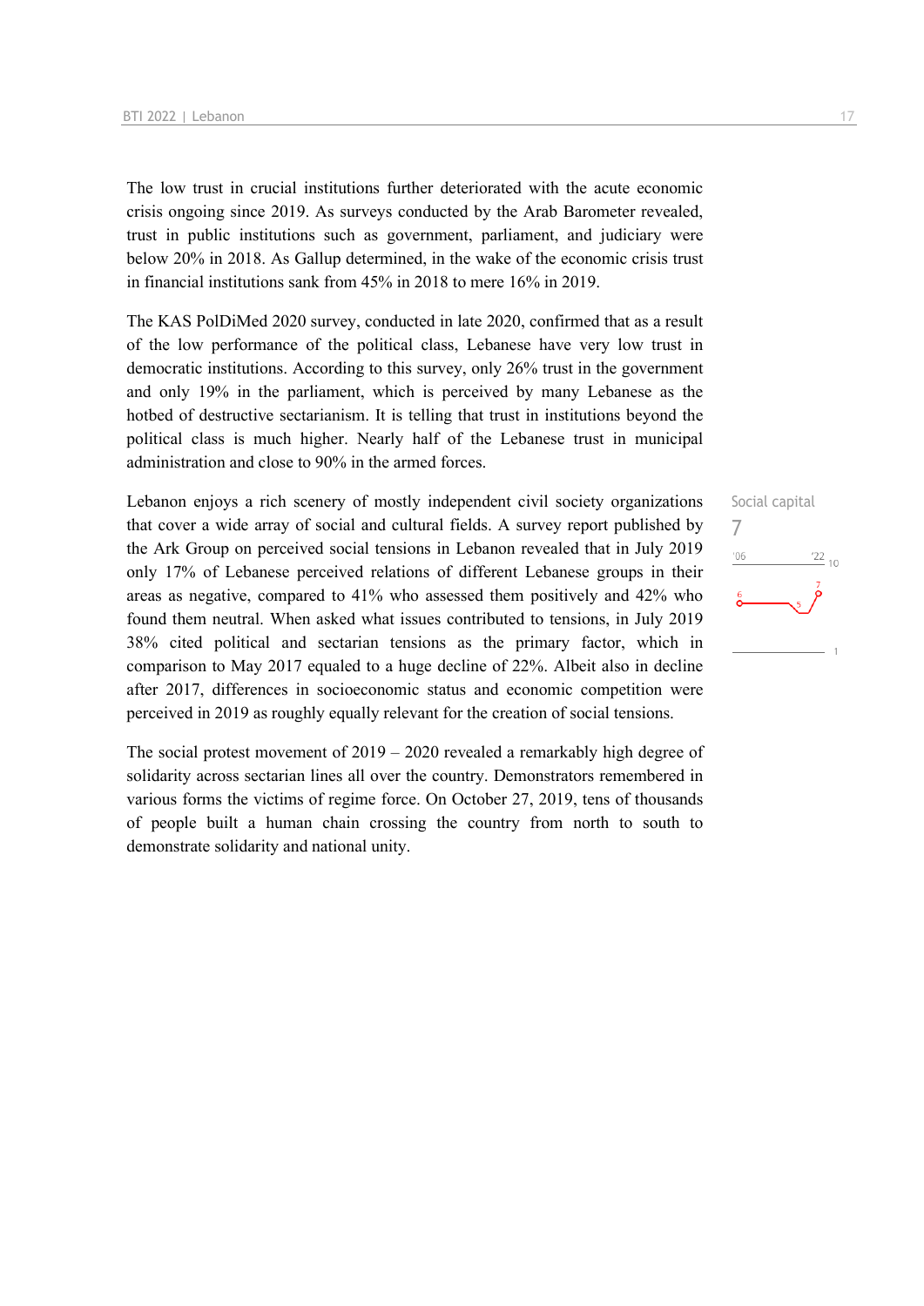The low trust in crucial institutions further deteriorated with the acute economic crisis ongoing since 2019. As surveys conducted by the Arab Barometer revealed, trust in public institutions such as government, parliament, and judiciary were below 20% in 2018. As Gallup determined, in the wake of the economic crisis trust in financial institutions sank from 45% in 2018 to mere 16% in 2019.

The KAS PolDiMed 2020 survey, conducted in late 2020, confirmed that as a result of the low performance of the political class, Lebanese have very low trust in democratic institutions. According to this survey, only 26% trust in the government and only 19% in the parliament, which is perceived by many Lebanese as the hotbed of destructive sectarianism. It is telling that trust in institutions beyond the political class is much higher. Nearly half of the Lebanese trust in municipal administration and close to 90% in the armed forces.

Social capital
7

Lebanon enjoys a rich scenery of mostly independent civil society organizations that cover a wide array of social and cultural fields. A survey report published by the Ark Group on perceived social tensions in Lebanon revealed that in July 2019 only 17% of Lebanese perceived relations of different Lebanese groups in their areas as negative, compared to 41% who assessed them positively and 42% who found them neutral. When asked what issues contributed to tensions, in July 2019 38% cited political and sectarian tensions as the primary factor, which in comparison to May 2017 equaled to a huge decline of 22%. Albeit also in decline after 2017, differences in socioeconomic status and economic competition were perceived in 2019 as roughly equally relevant for the creation of social tensions.

The social protest movement of 2019 – 2020 revealed a remarkably high degree of solidarity across sectarian lines all over the country. Demonstrators remembered in various forms the victims of regime force. On October 27, 2019, tens of thousands of people built a human chain crossing the country from north to south to demonstrate solidarity and national unity.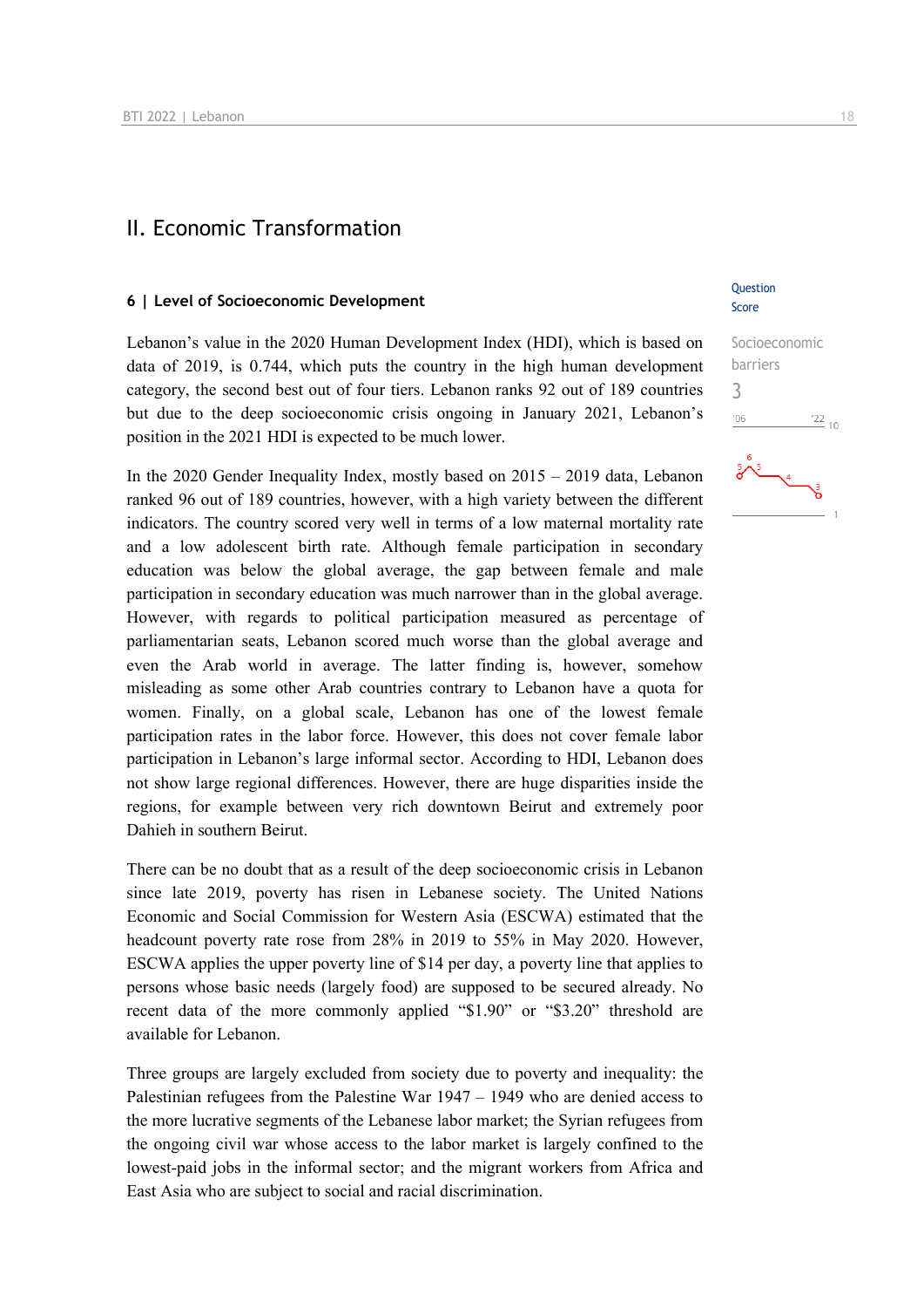## II. Economic Transformation

### 6 | Level of Socioeconomic Development

Question Score

Socioeconomic barriers
3

Lebanon's value in the 2020 Human Development Index (HDI), which is based on data of 2019, is 0.744, which puts the country in the high human development category, the second best out of four tiers. Lebanon ranks 92 out of 189 countries but due to the deep socioeconomic crisis ongoing in January 2021, Lebanon's position in the 2021 HDI is expected to be much lower.

In the 2020 Gender Inequality Index, mostly based on 2015 – 2019 data, Lebanon ranked 96 out of 189 countries, however, with a high variety between the different indicators. The country scored very well in terms of a low maternal mortality rate and a low adolescent birth rate. Although female participation in secondary education was below the global average, the gap between female and male participation in secondary education was much narrower than in the global average. However, with regards to political participation measured as percentage of parliamentarian seats, Lebanon scored much worse than the global average and even the Arab world in average. The latter finding is, however, somehow misleading as some other Arab countries contrary to Lebanon have a quota for women. Finally, on a global scale, Lebanon has one of the lowest female participation rates in the labor force. However, this does not cover female labor participation in Lebanon's large informal sector. According to HDI, Lebanon does not show large regional differences. However, there are huge disparities inside the regions, for example between very rich downtown Beirut and extremely poor Dahieh in southern Beirut.

There can be no doubt that as a result of the deep socioeconomic crisis in Lebanon since late 2019, poverty has risen in Lebanese society. The United Nations Economic and Social Commission for Western Asia (ESCWA) estimated that the headcount poverty rate rose from 28% in 2019 to 55% in May 2020. However, ESCWA applies the upper poverty line of $14 per day, a poverty line that applies to persons whose basic needs (largely food) are supposed to be secured already. No recent data of the more commonly applied "$1.90" or "$3.20" threshold are available for Lebanon.

Three groups are largely excluded from society due to poverty and inequality: the Palestinian refugees from the Palestine War 1947 – 1949 who are denied access to the more lucrative segments of the Lebanese labor market; the Syrian refugees from the ongoing civil war whose access to the labor market is largely confined to the lowest-paid jobs in the informal sector; and the migrant workers from Africa and East Asia who are subject to social and racial discrimination.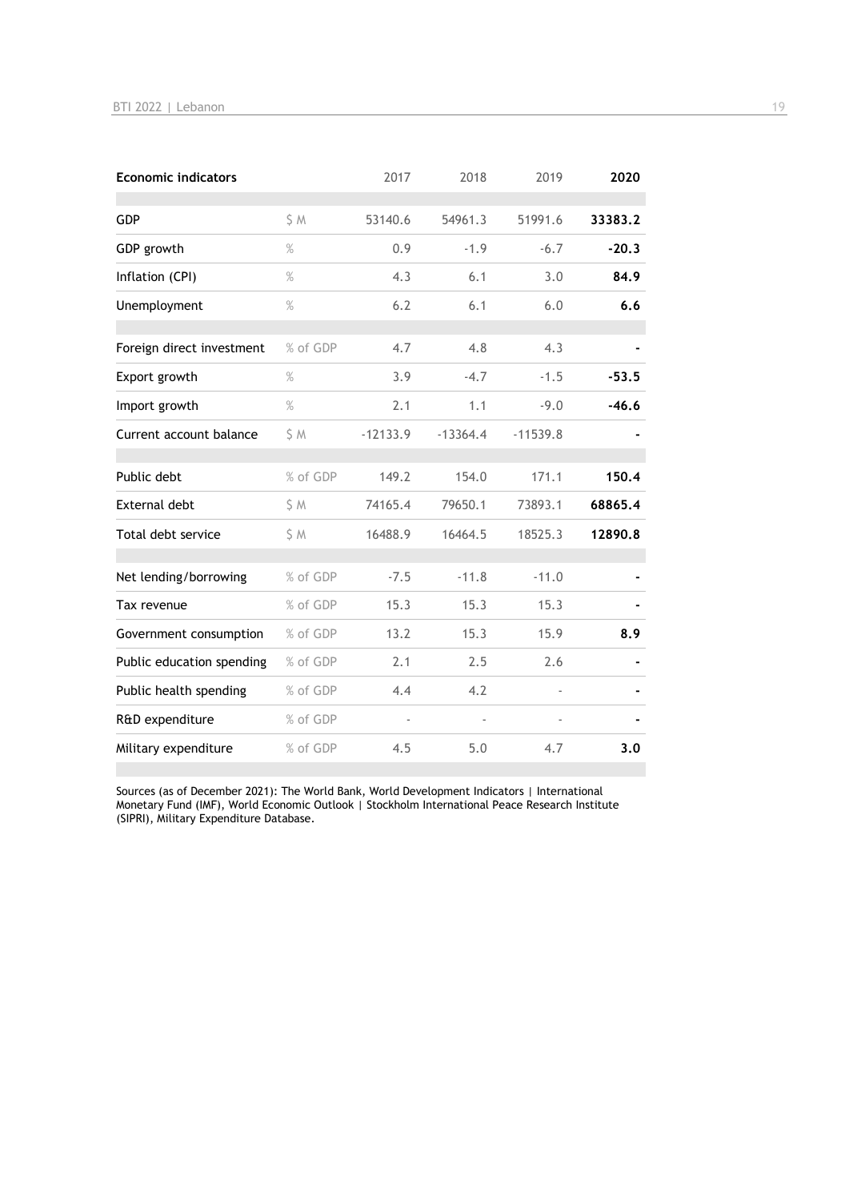| Economic indicators | | 2017 | 2018 | 2019 | 2020 |
|---|---|---|---|---|---|
| GDP | $ M | 53140.6 | 54961.3 | 51991.6 | **33383.2** |
| GDP growth | % | 0.9 | -1.9 | -6.7 | **-20.3** |
| Inflation (CPI) | % | 4.3 | 6.1 | 3.0 | **84.9** |
| Unemployment | % | 6.2 | 6.1 | 6.0 | **6.6** |
| Foreign direct investment | % of GDP | 4.7 | 4.8 | 4.3 | **-** |
| Export growth | % | 3.9 | -4.7 | -1.5 | **-53.5** |
| Import growth | % | 2.1 | 1.1 | -9.0 | **-46.6** |
| Current account balance | $ M | -12133.9 | -13364.4 | -11539.8 | **-** |
| Public debt | % of GDP | 149.2 | 154.0 | 171.1 | **150.4** |
| External debt | $ M | 74165.4 | 79650.1 | 73893.1 | **68865.4** |
| Total debt service | $ M | 16488.9 | 16464.5 | 18525.3 | **12890.8** |
| Net lending/borrowing | % of GDP | -7.5 | -11.8 | -11.0 | **-** |
| Tax revenue | % of GDP | 15.3 | 15.3 | 15.3 | **-** |
| Government consumption | % of GDP | 13.2 | 15.3 | 15.9 | **8.9** |
| Public education spending | % of GDP | 2.1 | 2.5 | 2.6 | **-** |
| Public health spending | % of GDP | 4.4 | 4.2 | - | **-** |
| R&D expenditure | % of GDP | - | - | - | **-** |
| Military expenditure | % of GDP | 4.5 | 5.0 | 4.7 | **3.0** |

Sources (as of December 2021): The World Bank, World Development Indicators | International Monetary Fund (IMF), World Economic Outlook | Stockholm International Peace Research Institute (SIPRI), Military Expenditure Database.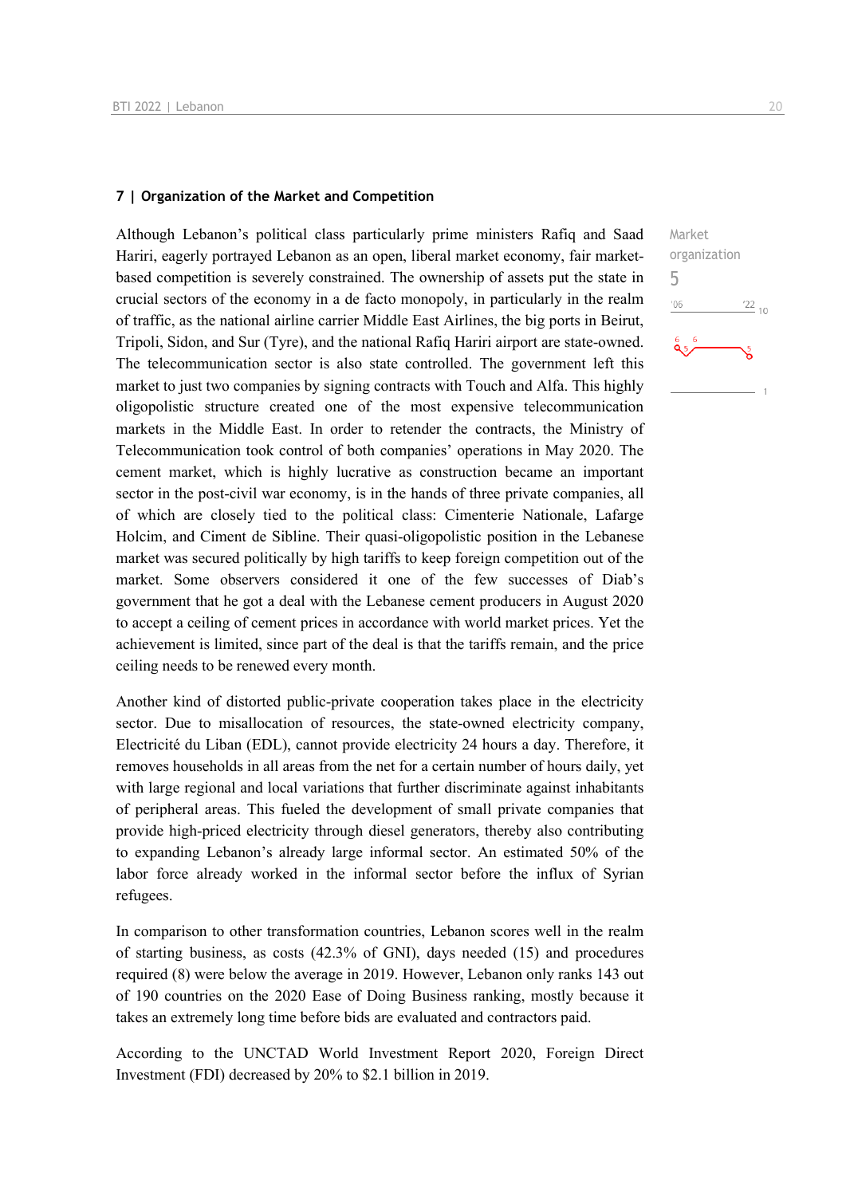## 7 | Organization of the Market and Competition

Market organization
5

Although Lebanon's political class particularly prime ministers Rafiq and Saad Hariri, eagerly portrayed Lebanon as an open, liberal market economy, fair market-based competition is severely constrained. The ownership of assets put the state in crucial sectors of the economy in a de facto monopoly, in particularly in the realm of traffic, as the national airline carrier Middle East Airlines, the big ports in Beirut, Tripoli, Sidon, and Sur (Tyre), and the national Rafiq Hariri airport are state-owned. The telecommunication sector is also state controlled. The government left this market to just two companies by signing contracts with Touch and Alfa. This highly oligopolistic structure created one of the most expensive telecommunication markets in the Middle East. In order to retender the contracts, the Ministry of Telecommunication took control of both companies' operations in May 2020. The cement market, which is highly lucrative as construction became an important sector in the post-civil war economy, is in the hands of three private companies, all of which are closely tied to the political class: Cimenterie Nationale, Lafarge Holcim, and Ciment de Sibline. Their quasi-oligopolistic position in the Lebanese market was secured politically by high tariffs to keep foreign competition out of the market. Some observers considered it one of the few successes of Diab's government that he got a deal with the Lebanese cement producers in August 2020 to accept a ceiling of cement prices in accordance with world market prices. Yet the achievement is limited, since part of the deal is that the tariffs remain, and the price ceiling needs to be renewed every month.

Another kind of distorted public-private cooperation takes place in the electricity sector. Due to misallocation of resources, the state-owned electricity company, Electricité du Liban (EDL), cannot provide electricity 24 hours a day. Therefore, it removes households in all areas from the net for a certain number of hours daily, yet with large regional and local variations that further discriminate against inhabitants of peripheral areas. This fueled the development of small private companies that provide high-priced electricity through diesel generators, thereby also contributing to expanding Lebanon's already large informal sector. An estimated 50% of the labor force already worked in the informal sector before the influx of Syrian refugees.

In comparison to other transformation countries, Lebanon scores well in the realm of starting business, as costs (42.3% of GNI), days needed (15) and procedures required (8) were below the average in 2019. However, Lebanon only ranks 143 out of 190 countries on the 2020 Ease of Doing Business ranking, mostly because it takes an extremely long time before bids are evaluated and contractors paid.

According to the UNCTAD World Investment Report 2020, Foreign Direct Investment (FDI) decreased by 20% to $2.1 billion in 2019.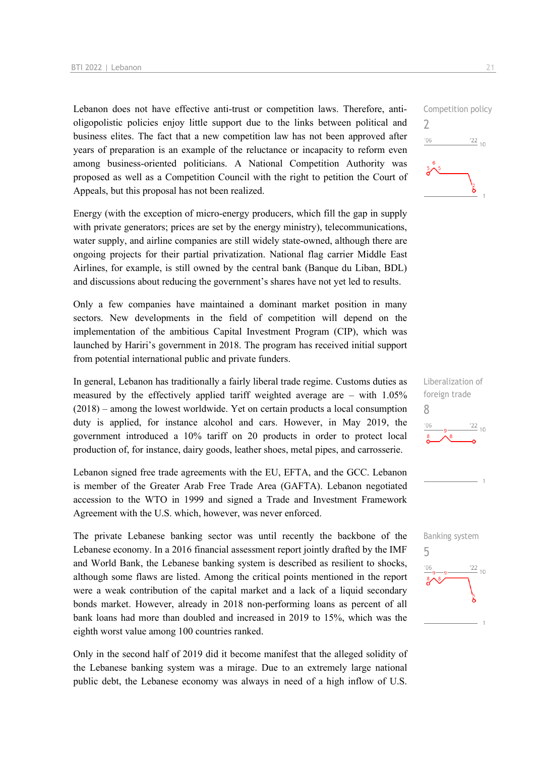Lebanon does not have effective anti-trust or competition laws. Therefore, anti-oligopolistic policies enjoy little support due to the links between political and business elites. The fact that a new competition law has not been approved after years of preparation is an example of the reluctance or incapacity to reform even among business-oriented politicians. A National Competition Authority was proposed as well as a Competition Council with the right to petition the Court of Appeals, but this proposal has not been realized.

Competition policy
2

Energy (with the exception of micro-energy producers, which fill the gap in supply with private generators; prices are set by the energy ministry), telecommunications, water supply, and airline companies are still widely state-owned, although there are ongoing projects for their partial privatization. National flag carrier Middle East Airlines, for example, is still owned by the central bank (Banque du Liban, BDL) and discussions about reducing the government's shares have not yet led to results.

Only a few companies have maintained a dominant market position in many sectors. New developments in the field of competition will depend on the implementation of the ambitious Capital Investment Program (CIP), which was launched by Hariri's government in 2018. The program has received initial support from potential international public and private funders.

In general, Lebanon has traditionally a fairly liberal trade regime. Customs duties as measured by the effectively applied tariff weighted average are – with 1.05% (2018) – among the lowest worldwide. Yet on certain products a local consumption duty is applied, for instance alcohol and cars. However, in May 2019, the government introduced a 10% tariff on 20 products in order to protect local production of, for instance, dairy goods, leather shoes, metal pipes, and carrosserie.

Liberalization of foreign trade
8

Lebanon signed free trade agreements with the EU, EFTA, and the GCC. Lebanon is member of the Greater Arab Free Trade Area (GAFTA). Lebanon negotiated accession to the WTO in 1999 and signed a Trade and Investment Framework Agreement with the U.S. which, however, was never enforced.

The private Lebanese banking sector was until recently the backbone of the Lebanese economy. In a 2016 financial assessment report jointly drafted by the IMF and World Bank, the Lebanese banking system is described as resilient to shocks, although some flaws are listed. Among the critical points mentioned in the report were a weak contribution of the capital market and a lack of a liquid secondary bonds market. However, already in 2018 non-performing loans as percent of all bank loans had more than doubled and increased in 2019 to 15%, which was the eighth worst value among 100 countries ranked.

Banking system
5

Only in the second half of 2019 did it become manifest that the alleged solidity of the Lebanese banking system was a mirage. Due to an extremely large national public debt, the Lebanese economy was always in need of a high inflow of U.S.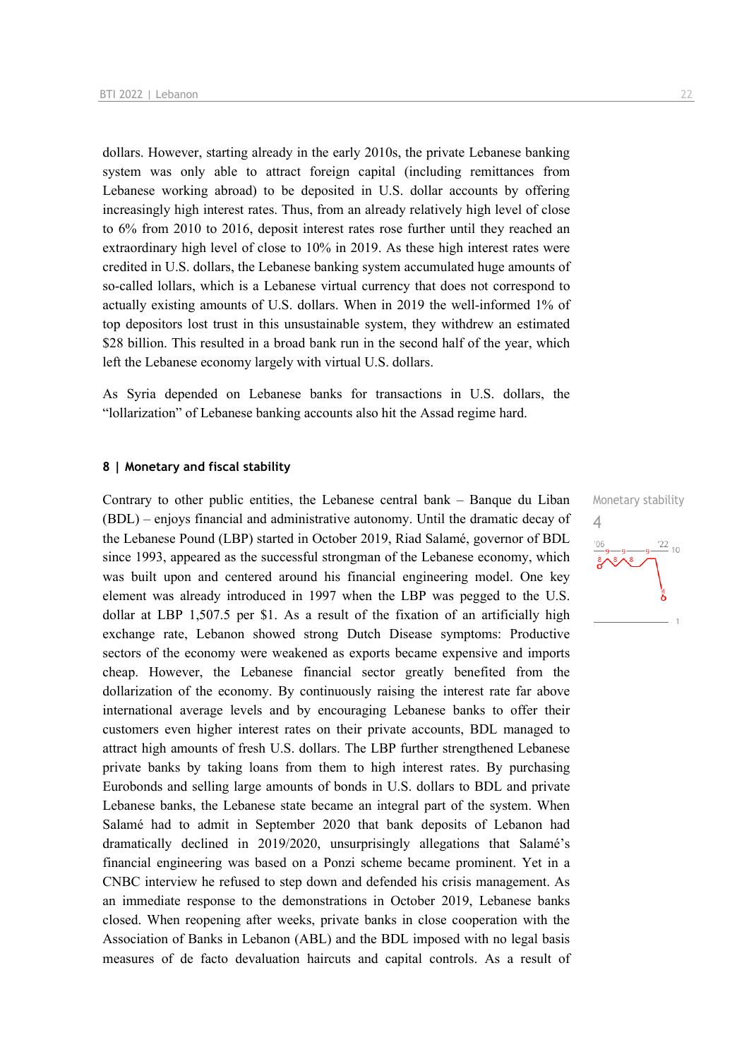dollars. However, starting already in the early 2010s, the private Lebanese banking system was only able to attract foreign capital (including remittances from Lebanese working abroad) to be deposited in U.S. dollar accounts by offering increasingly high interest rates. Thus, from an already relatively high level of close to 6% from 2010 to 2016, deposit interest rates rose further until they reached an extraordinary high level of close to 10% in 2019. As these high interest rates were credited in U.S. dollars, the Lebanese banking system accumulated huge amounts of so-called lollars, which is a Lebanese virtual currency that does not correspond to actually existing amounts of U.S. dollars. When in 2019 the well-informed 1% of top depositors lost trust in this unsustainable system, they withdrew an estimated $28 billion. This resulted in a broad bank run in the second half of the year, which left the Lebanese economy largely with virtual U.S. dollars.

As Syria depended on Lebanese banks for transactions in U.S. dollars, the "lollarization" of Lebanese banking accounts also hit the Assad regime hard.

## 8 | Monetary and fiscal stability

Monetary stability

4

Contrary to other public entities, the Lebanese central bank – Banque du Liban (BDL) – enjoys financial and administrative autonomy. Until the dramatic decay of the Lebanese Pound (LBP) started in October 2019, Riad Salamé, governor of BDL since 1993, appeared as the successful strongman of the Lebanese economy, which was built upon and centered around his financial engineering model. One key element was already introduced in 1997 when the LBP was pegged to the U.S. dollar at LBP 1,507.5 per $1. As a result of the fixation of an artificially high exchange rate, Lebanon showed strong Dutch Disease symptoms: Productive sectors of the economy were weakened as exports became expensive and imports cheap. However, the Lebanese financial sector greatly benefited from the dollarization of the economy. By continuously raising the interest rate far above international average levels and by encouraging Lebanese banks to offer their customers even higher interest rates on their private accounts, BDL managed to attract high amounts of fresh U.S. dollars. The LBP further strengthened Lebanese private banks by taking loans from them to high interest rates. By purchasing Eurobonds and selling large amounts of bonds in U.S. dollars to BDL and private Lebanese banks, the Lebanese state became an integral part of the system. When Salamé had to admit in September 2020 that bank deposits of Lebanon had dramatically declined in 2019/2020, unsurprisingly allegations that Salamé's financial engineering was based on a Ponzi scheme became prominent. Yet in a CNBC interview he refused to step down and defended his crisis management. As an immediate response to the demonstrations in October 2019, Lebanese banks closed. When reopening after weeks, private banks in close cooperation with the Association of Banks in Lebanon (ABL) and the BDL imposed with no legal basis measures of de facto devaluation haircuts and capital controls. As a result of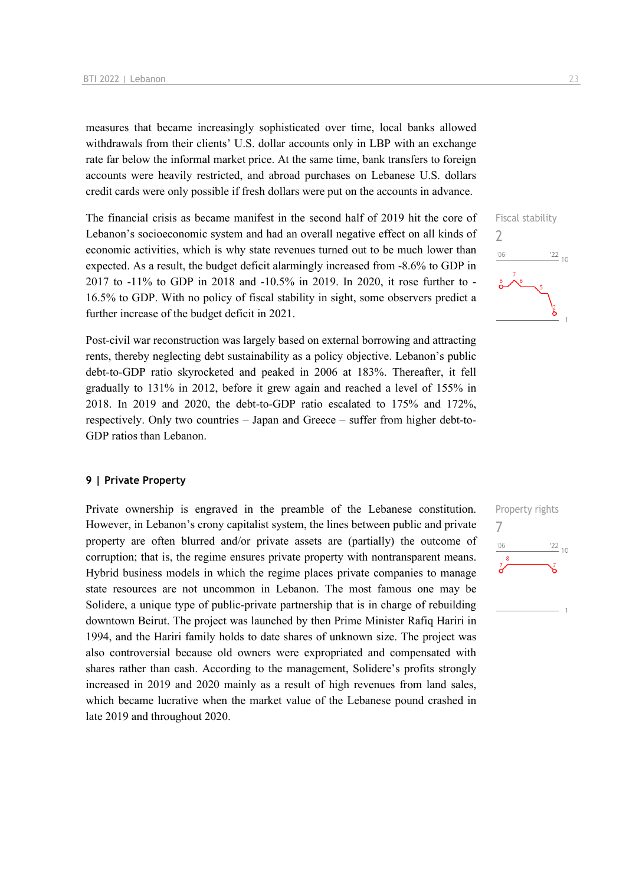measures that became increasingly sophisticated over time, local banks allowed withdrawals from their clients' U.S. dollar accounts only in LBP with an exchange rate far below the informal market price. At the same time, bank transfers to foreign accounts were heavily restricted, and abroad purchases on Lebanese U.S. dollars credit cards were only possible if fresh dollars were put on the accounts in advance.

Fiscal stability
2

The financial crisis as became manifest in the second half of 2019 hit the core of Lebanon's socioeconomic system and had an overall negative effect on all kinds of economic activities, which is why state revenues turned out to be much lower than expected. As a result, the budget deficit alarmingly increased from -8.6% to GDP in 2017 to -11% to GDP in 2018 and -10.5% in 2019. In 2020, it rose further to -16.5% to GDP. With no policy of fiscal stability in sight, some observers predict a further increase of the budget deficit in 2021.

Post-civil war reconstruction was largely based on external borrowing and attracting rents, thereby neglecting debt sustainability as a policy objective. Lebanon's public debt-to-GDP ratio skyrocketed and peaked in 2006 at 183%. Thereafter, it fell gradually to 131% in 2012, before it grew again and reached a level of 155% in 2018. In 2019 and 2020, the debt-to-GDP ratio escalated to 175% and 172%, respectively. Only two countries – Japan and Greece – suffer from higher debt-to-GDP ratios than Lebanon.

### 9 | Private Property

Property rights
7

Private ownership is engraved in the preamble of the Lebanese constitution. However, in Lebanon's crony capitalist system, the lines between public and private property are often blurred and/or private assets are (partially) the outcome of corruption; that is, the regime ensures private property with nontransparent means. Hybrid business models in which the regime places private companies to manage state resources are not uncommon in Lebanon. The most famous one may be Solidere, a unique type of public-private partnership that is in charge of rebuilding downtown Beirut. The project was launched by then Prime Minister Rafiq Hariri in 1994, and the Hariri family holds to date shares of unknown size. The project was also controversial because old owners were expropriated and compensated with shares rather than cash. According to the management, Solidere's profits strongly increased in 2019 and 2020 mainly as a result of high revenues from land sales, which became lucrative when the market value of the Lebanese pound crashed in late 2019 and throughout 2020.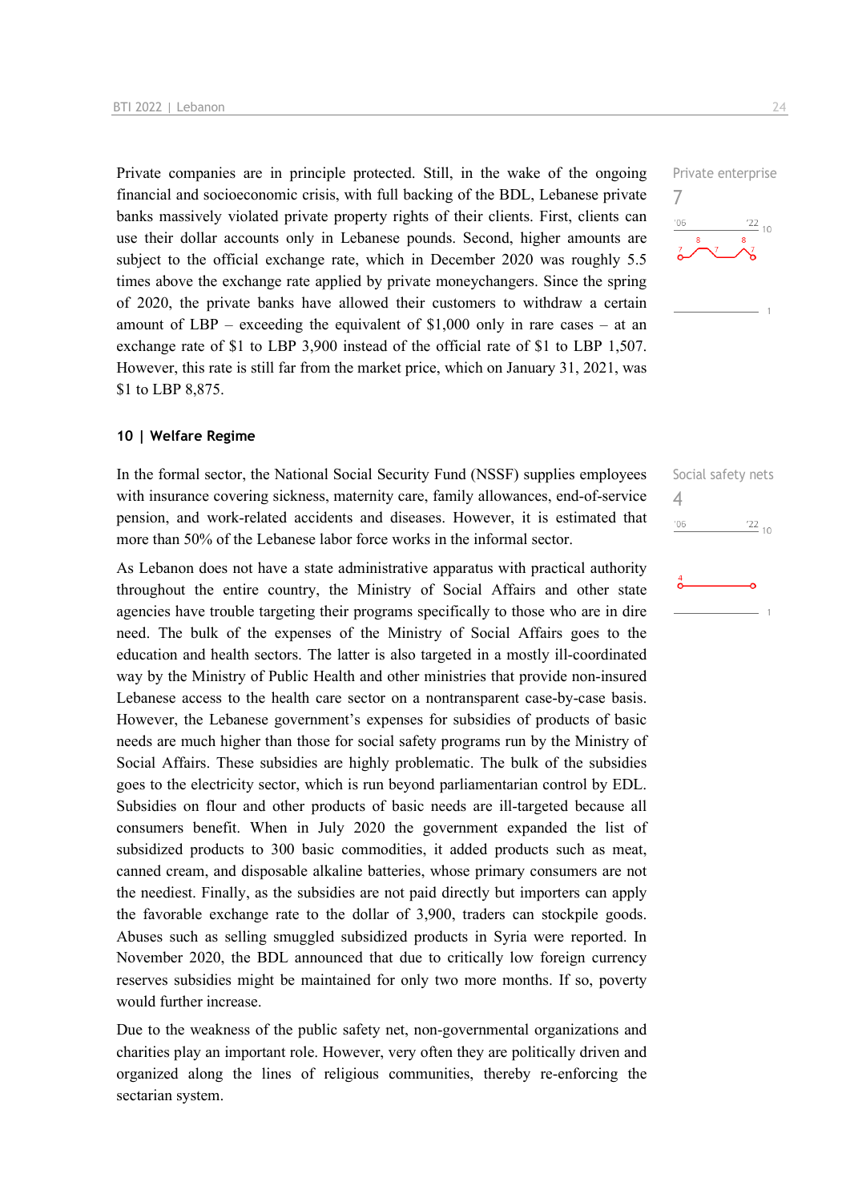Private companies are in principle protected. Still, in the wake of the ongoing financial and socioeconomic crisis, with full backing of the BDL, Lebanese private banks massively violated private property rights of their clients. First, clients can use their dollar accounts only in Lebanese pounds. Second, higher amounts are subject to the official exchange rate, which in December 2020 was roughly 5.5 times above the exchange rate applied by private moneychangers. Since the spring of 2020, the private banks have allowed their customers to withdraw a certain amount of LBP – exceeding the equivalent of $1,000 only in rare cases – at an exchange rate of $1 to LBP 3,900 instead of the official rate of $1 to LBP 1,507. However, this rate is still far from the market price, which on January 31, 2021, was $1 to LBP 8,875.

Private enterprise
7

## 10 | Welfare Regime

In the formal sector, the National Social Security Fund (NSSF) supplies employees with insurance covering sickness, maternity care, family allowances, end-of-service pension, and work-related accidents and diseases. However, it is estimated that more than 50% of the Lebanese labor force works in the informal sector.

Social safety nets
4

As Lebanon does not have a state administrative apparatus with practical authority throughout the entire country, the Ministry of Social Affairs and other state agencies have trouble targeting their programs specifically to those who are in dire need. The bulk of the expenses of the Ministry of Social Affairs goes to the education and health sectors. The latter is also targeted in a mostly ill-coordinated way by the Ministry of Public Health and other ministries that provide non-insured Lebanese access to the health care sector on a nontransparent case-by-case basis. However, the Lebanese government's expenses for subsidies of products of basic needs are much higher than those for social safety programs run by the Ministry of Social Affairs. These subsidies are highly problematic. The bulk of the subsidies goes to the electricity sector, which is run beyond parliamentarian control by EDL. Subsidies on flour and other products of basic needs are ill-targeted because all consumers benefit. When in July 2020 the government expanded the list of subsidized products to 300 basic commodities, it added products such as meat, canned cream, and disposable alkaline batteries, whose primary consumers are not the neediest. Finally, as the subsidies are not paid directly but importers can apply the favorable exchange rate to the dollar of 3,900, traders can stockpile goods. Abuses such as selling smuggled subsidized products in Syria were reported. In November 2020, the BDL announced that due to critically low foreign currency reserves subsidies might be maintained for only two more months. If so, poverty would further increase.

Due to the weakness of the public safety net, non-governmental organizations and charities play an important role. However, very often they are politically driven and organized along the lines of religious communities, thereby re-enforcing the sectarian system.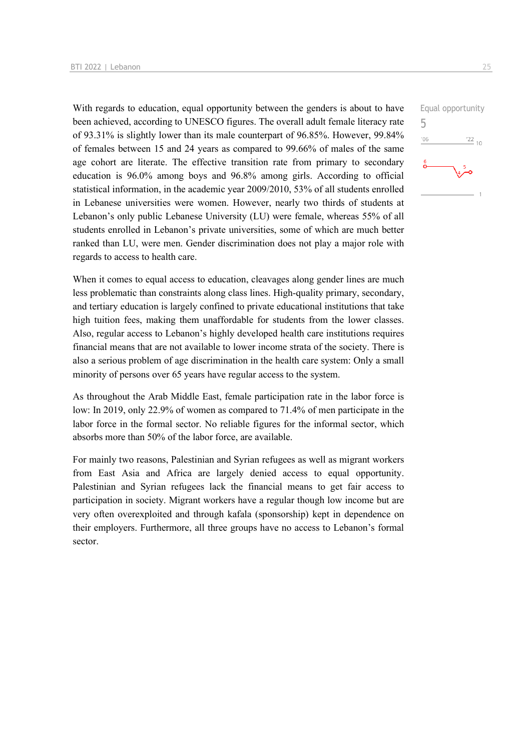With regards to education, equal opportunity between the genders is about to have been achieved, according to UNESCO figures. The overall adult female literacy rate of 93.31% is slightly lower than its male counterpart of 96.85%. However, 99.84% of females between 15 and 24 years as compared to 99.66% of males of the same age cohort are literate. The effective transition rate from primary to secondary education is 96.0% among boys and 96.8% among girls. According to official statistical information, in the academic year 2009/2010, 53% of all students enrolled in Lebanese universities were women. However, nearly two thirds of students at Lebanon's only public Lebanese University (LU) were female, whereas 55% of all students enrolled in Lebanon's private universities, some of which are much better ranked than LU, were men. Gender discrimination does not play a major role with regards to access to health care.

Equal opportunity
5

When it comes to equal access to education, cleavages along gender lines are much less problematic than constraints along class lines. High-quality primary, secondary, and tertiary education is largely confined to private educational institutions that take high tuition fees, making them unaffordable for students from the lower classes. Also, regular access to Lebanon's highly developed health care institutions requires financial means that are not available to lower income strata of the society. There is also a serious problem of age discrimination in the health care system: Only a small minority of persons over 65 years have regular access to the system.

As throughout the Arab Middle East, female participation rate in the labor force is low: In 2019, only 22.9% of women as compared to 71.4% of men participate in the labor force in the formal sector. No reliable figures for the informal sector, which absorbs more than 50% of the labor force, are available.

For mainly two reasons, Palestinian and Syrian refugees as well as migrant workers from East Asia and Africa are largely denied access to equal opportunity. Palestinian and Syrian refugees lack the financial means to get fair access to participation in society. Migrant workers have a regular though low income but are very often overexploited and through kafala (sponsorship) kept in dependence on their employers. Furthermore, all three groups have no access to Lebanon's formal sector.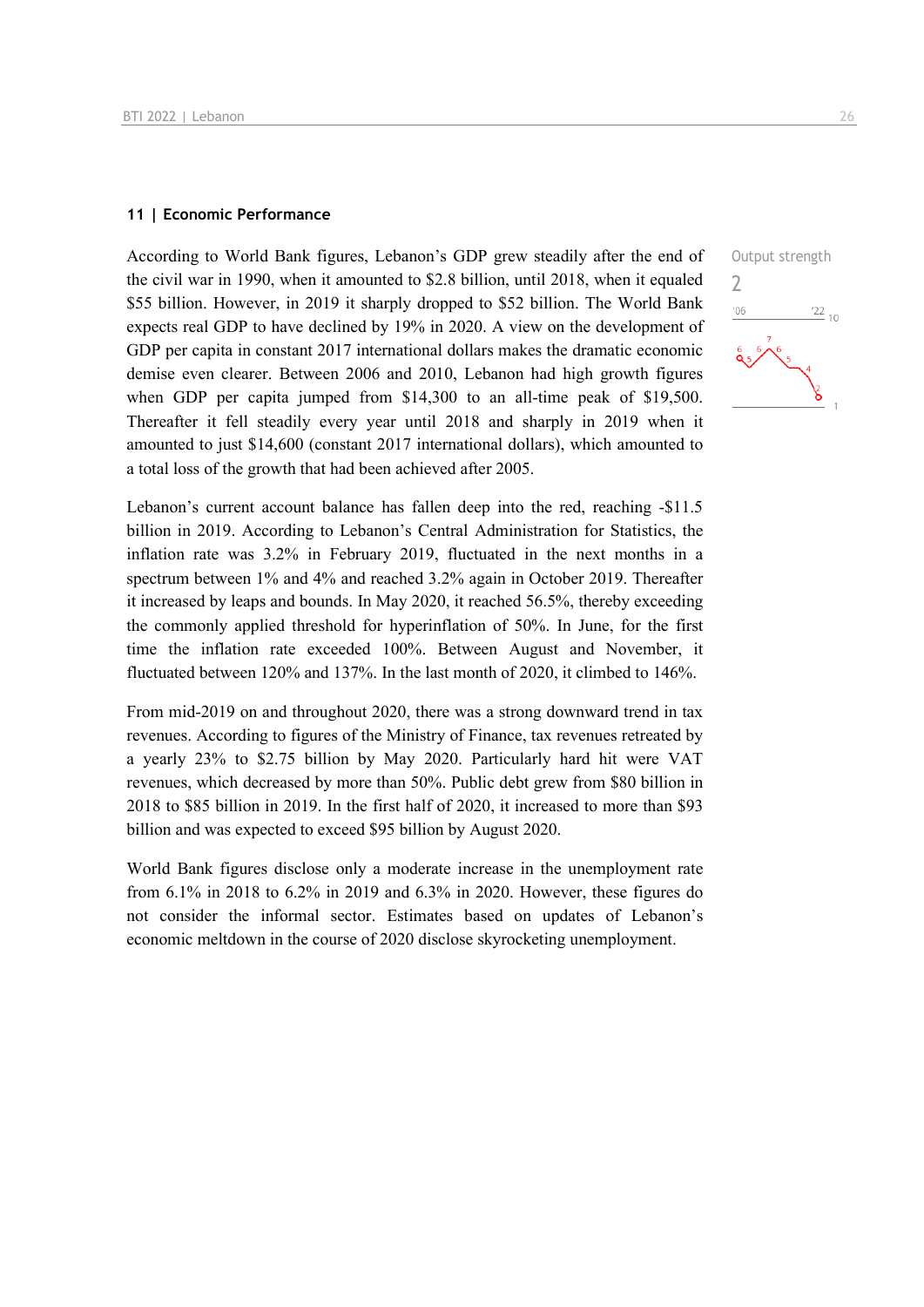## 11 | Economic Performance

Output strength
2

According to World Bank figures, Lebanon's GDP grew steadily after the end of the civil war in 1990, when it amounted to $2.8 billion, until 2018, when it equaled $55 billion. However, in 2019 it sharply dropped to $52 billion. The World Bank expects real GDP to have declined by 19% in 2020. A view on the development of GDP per capita in constant 2017 international dollars makes the dramatic economic demise even clearer. Between 2006 and 2010, Lebanon had high growth figures when GDP per capita jumped from $14,300 to an all-time peak of $19,500. Thereafter it fell steadily every year until 2018 and sharply in 2019 when it amounted to just $14,600 (constant 2017 international dollars), which amounted to a total loss of the growth that had been achieved after 2005.

Lebanon's current account balance has fallen deep into the red, reaching -$11.5 billion in 2019. According to Lebanon's Central Administration for Statistics, the inflation rate was 3.2% in February 2019, fluctuated in the next months in a spectrum between 1% and 4% and reached 3.2% again in October 2019. Thereafter it increased by leaps and bounds. In May 2020, it reached 56.5%, thereby exceeding the commonly applied threshold for hyperinflation of 50%. In June, for the first time the inflation rate exceeded 100%. Between August and November, it fluctuated between 120% and 137%. In the last month of 2020, it climbed to 146%.

From mid-2019 on and throughout 2020, there was a strong downward trend in tax revenues. According to figures of the Ministry of Finance, tax revenues retreated by a yearly 23% to $2.75 billion by May 2020. Particularly hard hit were VAT revenues, which decreased by more than 50%. Public debt grew from $80 billion in 2018 to $85 billion in 2019. In the first half of 2020, it increased to more than $93 billion and was expected to exceed $95 billion by August 2020.

World Bank figures disclose only a moderate increase in the unemployment rate from 6.1% in 2018 to 6.2% in 2019 and 6.3% in 2020. However, these figures do not consider the informal sector. Estimates based on updates of Lebanon's economic meltdown in the course of 2020 disclose skyrocketing unemployment.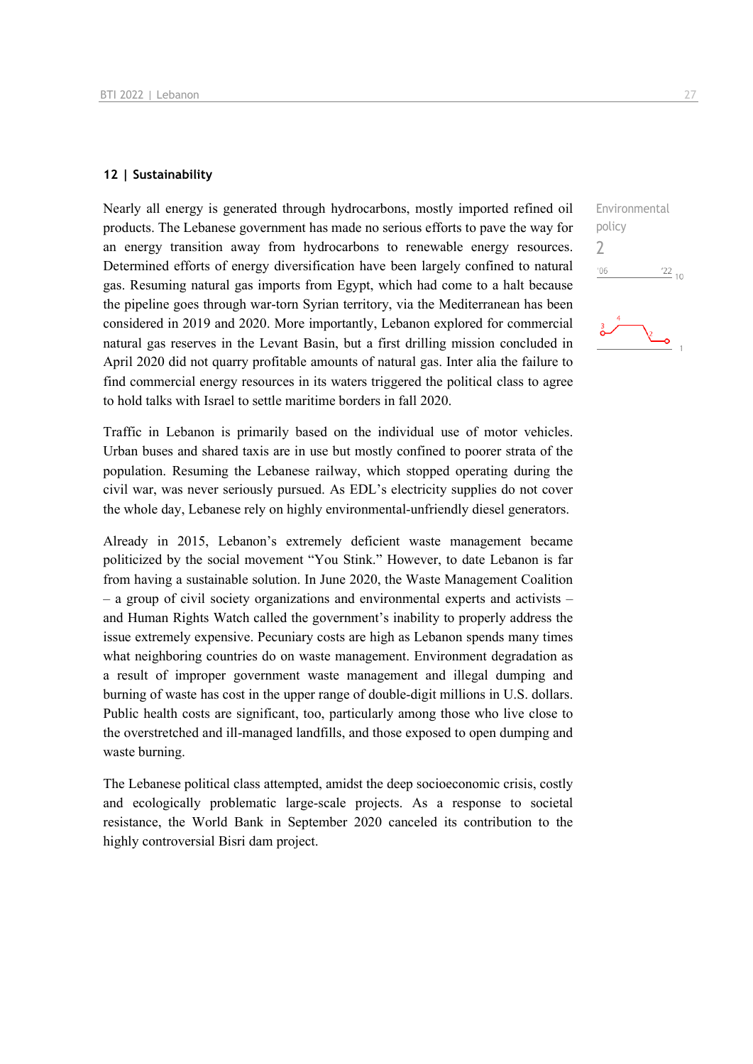## 12 | Sustainability

Environmental policy

2

Nearly all energy is generated through hydrocarbons, mostly imported refined oil products. The Lebanese government has made no serious efforts to pave the way for an energy transition away from hydrocarbons to renewable energy resources. Determined efforts of energy diversification have been largely confined to natural gas. Resuming natural gas imports from Egypt, which had come to a halt because the pipeline goes through war-torn Syrian territory, via the Mediterranean has been considered in 2019 and 2020. More importantly, Lebanon explored for commercial natural gas reserves in the Levant Basin, but a first drilling mission concluded in April 2020 did not quarry profitable amounts of natural gas. Inter alia the failure to find commercial energy resources in its waters triggered the political class to agree to hold talks with Israel to settle maritime borders in fall 2020.

Traffic in Lebanon is primarily based on the individual use of motor vehicles. Urban buses and shared taxis are in use but mostly confined to poorer strata of the population. Resuming the Lebanese railway, which stopped operating during the civil war, was never seriously pursued. As EDL's electricity supplies do not cover the whole day, Lebanese rely on highly environmental-unfriendly diesel generators.

Already in 2015, Lebanon's extremely deficient waste management became politicized by the social movement "You Stink." However, to date Lebanon is far from having a sustainable solution. In June 2020, the Waste Management Coalition – a group of civil society organizations and environmental experts and activists – and Human Rights Watch called the government's inability to properly address the issue extremely expensive. Pecuniary costs are high as Lebanon spends many times what neighboring countries do on waste management. Environment degradation as a result of improper government waste management and illegal dumping and burning of waste has cost in the upper range of double-digit millions in U.S. dollars. Public health costs are significant, too, particularly among those who live close to the overstretched and ill-managed landfills, and those exposed to open dumping and waste burning.

The Lebanese political class attempted, amidst the deep socioeconomic crisis, costly and ecologically problematic large-scale projects. As a response to societal resistance, the World Bank in September 2020 canceled its contribution to the highly controversial Bisri dam project.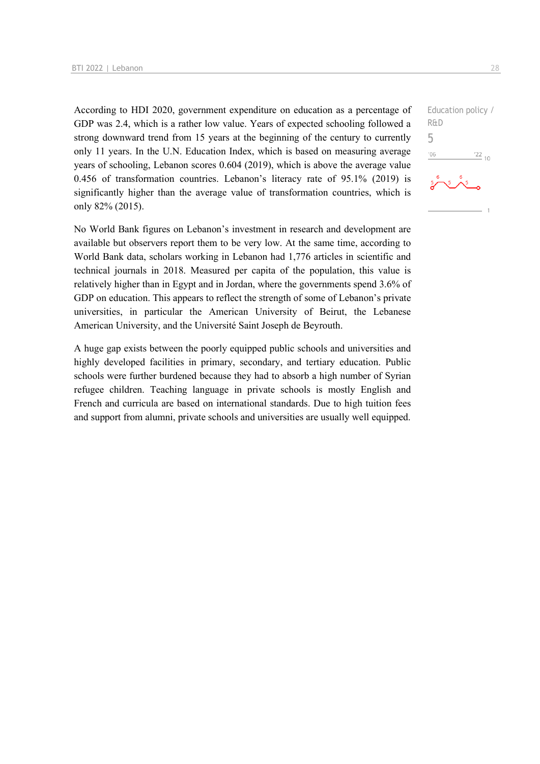According to HDI 2020, government expenditure on education as a percentage of GDP was 2.4, which is a rather low value. Years of expected schooling followed a strong downward trend from 15 years at the beginning of the century to currently only 11 years. In the U.N. Education Index, which is based on measuring average years of schooling, Lebanon scores 0.604 (2019), which is above the average value 0.456 of transformation countries. Lebanon's literacy rate of 95.1% (2019) is significantly higher than the average value of transformation countries, which is only 82% (2015).

Education policy / R&D

5

No World Bank figures on Lebanon's investment in research and development are available but observers report them to be very low. At the same time, according to World Bank data, scholars working in Lebanon had 1,776 articles in scientific and technical journals in 2018. Measured per capita of the population, this value is relatively higher than in Egypt and in Jordan, where the governments spend 3.6% of GDP on education. This appears to reflect the strength of some of Lebanon's private universities, in particular the American University of Beirut, the Lebanese American University, and the Université Saint Joseph de Beyrouth.

A huge gap exists between the poorly equipped public schools and universities and highly developed facilities in primary, secondary, and tertiary education. Public schools were further burdened because they had to absorb a high number of Syrian refugee children. Teaching language in private schools is mostly English and French and curricula are based on international standards. Due to high tuition fees and support from alumni, private schools and universities are usually well equipped.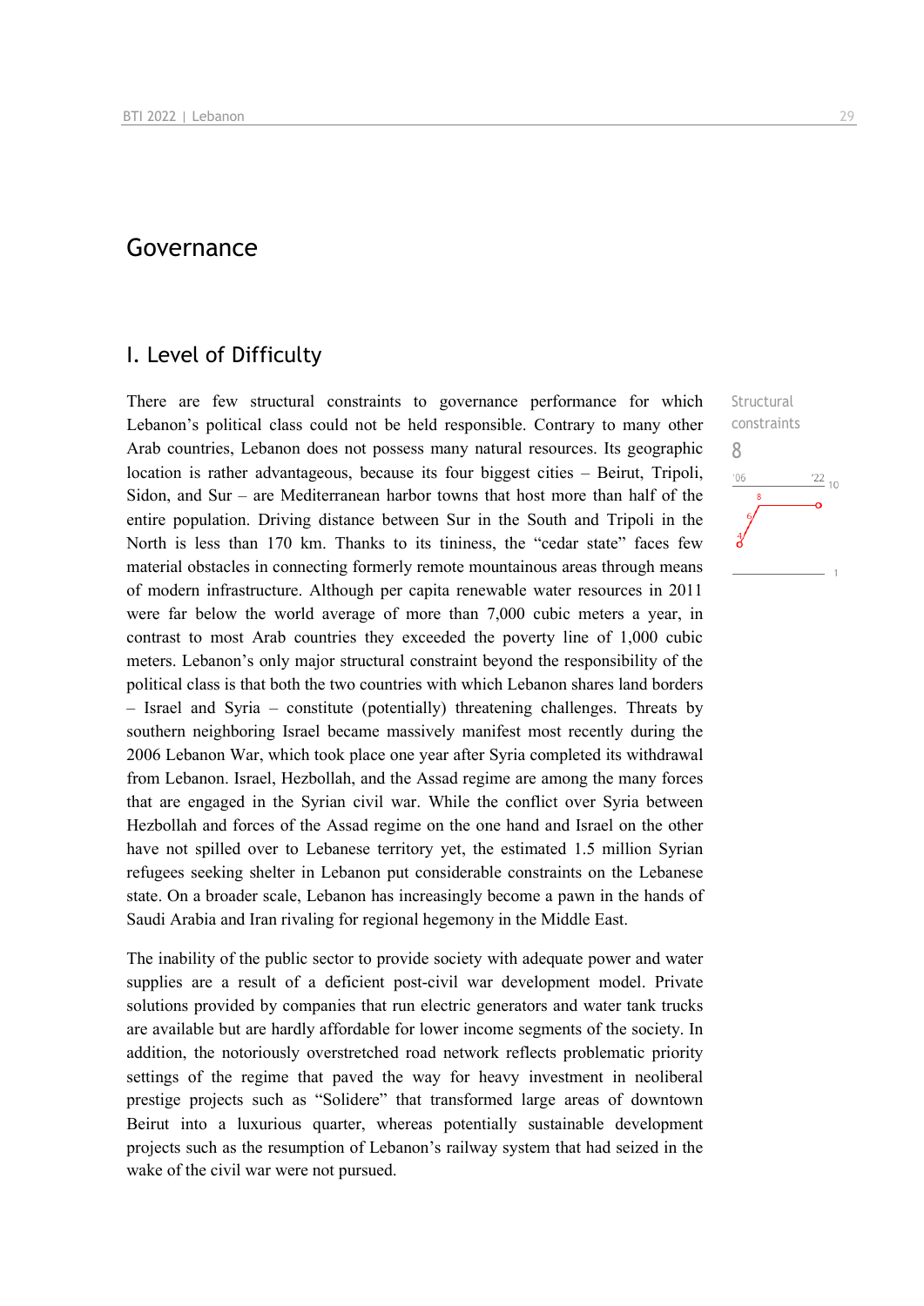# Governance

## I. Level of Difficulty

Structural constraints

8

There are few structural constraints to governance performance for which Lebanon's political class could not be held responsible. Contrary to many other Arab countries, Lebanon does not possess many natural resources. Its geographic location is rather advantageous, because its four biggest cities – Beirut, Tripoli, Sidon, and Sur – are Mediterranean harbor towns that host more than half of the entire population. Driving distance between Sur in the South and Tripoli in the North is less than 170 km. Thanks to its tininess, the "cedar state" faces few material obstacles in connecting formerly remote mountainous areas through means of modern infrastructure. Although per capita renewable water resources in 2011 were far below the world average of more than 7,000 cubic meters a year, in contrast to most Arab countries they exceeded the poverty line of 1,000 cubic meters. Lebanon's only major structural constraint beyond the responsibility of the political class is that both the two countries with which Lebanon shares land borders – Israel and Syria – constitute (potentially) threatening challenges. Threats by southern neighboring Israel became massively manifest most recently during the 2006 Lebanon War, which took place one year after Syria completed its withdrawal from Lebanon. Israel, Hezbollah, and the Assad regime are among the many forces that are engaged in the Syrian civil war. While the conflict over Syria between Hezbollah and forces of the Assad regime on the one hand and Israel on the other have not spilled over to Lebanese territory yet, the estimated 1.5 million Syrian refugees seeking shelter in Lebanon put considerable constraints on the Lebanese state. On a broader scale, Lebanon has increasingly become a pawn in the hands of Saudi Arabia and Iran rivaling for regional hegemony in the Middle East.

The inability of the public sector to provide society with adequate power and water supplies are a result of a deficient post-civil war development model. Private solutions provided by companies that run electric generators and water tank trucks are available but are hardly affordable for lower income segments of the society. In addition, the notoriously overstretched road network reflects problematic priority settings of the regime that paved the way for heavy investment in neoliberal prestige projects such as "Solidere" that transformed large areas of downtown Beirut into a luxurious quarter, whereas potentially sustainable development projects such as the resumption of Lebanon's railway system that had seized in the wake of the civil war were not pursued.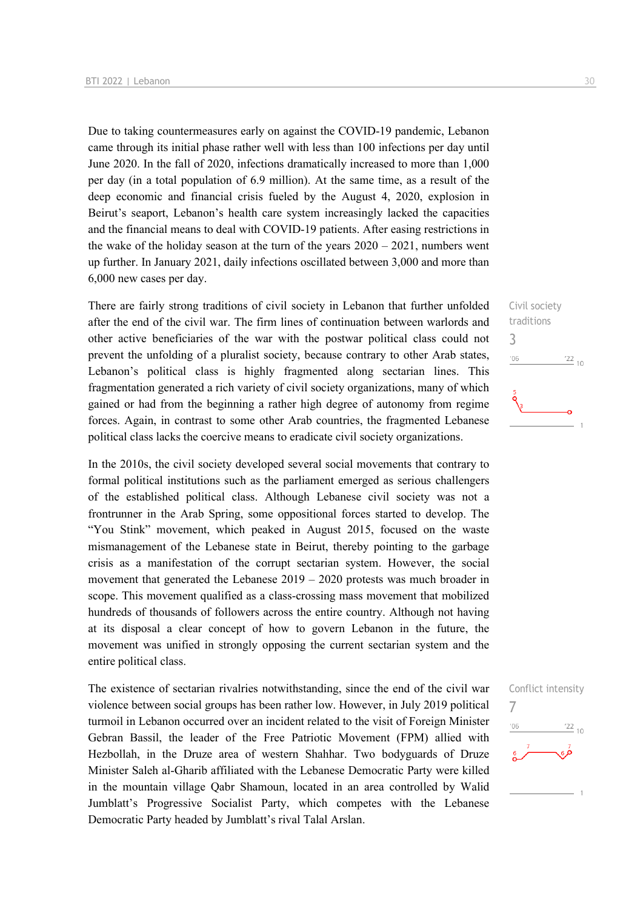Due to taking countermeasures early on against the COVID-19 pandemic, Lebanon came through its initial phase rather well with less than 100 infections per day until June 2020. In the fall of 2020, infections dramatically increased to more than 1,000 per day (in a total population of 6.9 million). At the same time, as a result of the deep economic and financial crisis fueled by the August 4, 2020, explosion in Beirut's seaport, Lebanon's health care system increasingly lacked the capacities and the financial means to deal with COVID-19 patients. After easing restrictions in the wake of the holiday season at the turn of the years 2020 – 2021, numbers went up further. In January 2021, daily infections oscillated between 3,000 and more than 6,000 new cases per day.

Civil society traditions
3

There are fairly strong traditions of civil society in Lebanon that further unfolded after the end of the civil war. The firm lines of continuation between warlords and other active beneficiaries of the war with the postwar political class could not prevent the unfolding of a pluralist society, because contrary to other Arab states, Lebanon's political class is highly fragmented along sectarian lines. This fragmentation generated a rich variety of civil society organizations, many of which gained or had from the beginning a rather high degree of autonomy from regime forces. Again, in contrast to some other Arab countries, the fragmented Lebanese political class lacks the coercive means to eradicate civil society organizations.

In the 2010s, the civil society developed several social movements that contrary to formal political institutions such as the parliament emerged as serious challengers of the established political class. Although Lebanese civil society was not a frontrunner in the Arab Spring, some oppositional forces started to develop. The "You Stink" movement, which peaked in August 2015, focused on the waste mismanagement of the Lebanese state in Beirut, thereby pointing to the garbage crisis as a manifestation of the corrupt sectarian system. However, the social movement that generated the Lebanese 2019 – 2020 protests was much broader in scope. This movement qualified as a class-crossing mass movement that mobilized hundreds of thousands of followers across the entire country. Although not having at its disposal a clear concept of how to govern Lebanon in the future, the movement was unified in strongly opposing the current sectarian system and the entire political class.

Conflict intensity
7

The existence of sectarian rivalries notwithstanding, since the end of the civil war violence between social groups has been rather low. However, in July 2019 political turmoil in Lebanon occurred over an incident related to the visit of Foreign Minister Gebran Bassil, the leader of the Free Patriotic Movement (FPM) allied with Hezbollah, in the Druze area of western Shahhar. Two bodyguards of Druze Minister Saleh al-Gharib affiliated with the Lebanese Democratic Party were killed in the mountain village Qabr Shamoun, located in an area controlled by Walid Jumblatt's Progressive Socialist Party, which competes with the Lebanese Democratic Party headed by Jumblatt's rival Talal Arslan.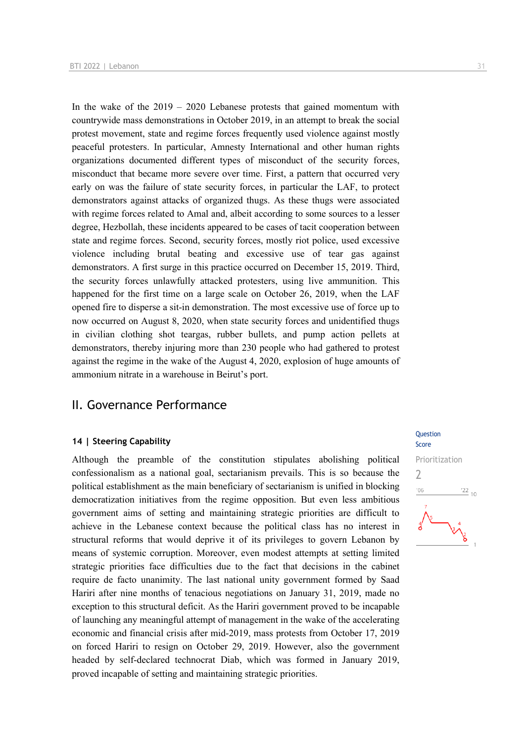In the wake of the 2019 – 2020 Lebanese protests that gained momentum with countrywide mass demonstrations in October 2019, in an attempt to break the social protest movement, state and regime forces frequently used violence against mostly peaceful protesters. In particular, Amnesty International and other human rights organizations documented different types of misconduct of the security forces, misconduct that became more severe over time. First, a pattern that occurred very early on was the failure of state security forces, in particular the LAF, to protect demonstrators against attacks of organized thugs. As these thugs were associated with regime forces related to Amal and, albeit according to some sources to a lesser degree, Hezbollah, these incidents appeared to be cases of tacit cooperation between state and regime forces. Second, security forces, mostly riot police, used excessive violence including brutal beating and excessive use of tear gas against demonstrators. A first surge in this practice occurred on December 15, 2019. Third, the security forces unlawfully attacked protesters, using live ammunition. This happened for the first time on a large scale on October 26, 2019, when the LAF opened fire to disperse a sit-in demonstration. The most excessive use of force up to now occurred on August 8, 2020, when state security forces and unidentified thugs in civilian clothing shot teargas, rubber bullets, and pump action pellets at demonstrators, thereby injuring more than 230 people who had gathered to protest against the regime in the wake of the August 4, 2020, explosion of huge amounts of ammonium nitrate in a warehouse in Beirut's port.

## II. Governance Performance

### 14 | Steering Capability

Question Score

Prioritization

2

Although the preamble of the constitution stipulates abolishing political confessionalism as a national goal, sectarianism prevails. This is so because the political establishment as the main beneficiary of sectarianism is unified in blocking democratization initiatives from the regime opposition. But even less ambitious government aims of setting and maintaining strategic priorities are difficult to achieve in the Lebanese context because the political class has no interest in structural reforms that would deprive it of its privileges to govern Lebanon by means of systemic corruption. Moreover, even modest attempts at setting limited strategic priorities face difficulties due to the fact that decisions in the cabinet require de facto unanimity. The last national unity government formed by Saad Hariri after nine months of tenacious negotiations on January 31, 2019, made no exception to this structural deficit. As the Hariri government proved to be incapable of launching any meaningful attempt of management in the wake of the accelerating economic and financial crisis after mid-2019, mass protests from October 17, 2019 on forced Hariri to resign on October 29, 2019. However, also the government headed by self-declared technocrat Diab, which was formed in January 2019, proved incapable of setting and maintaining strategic priorities.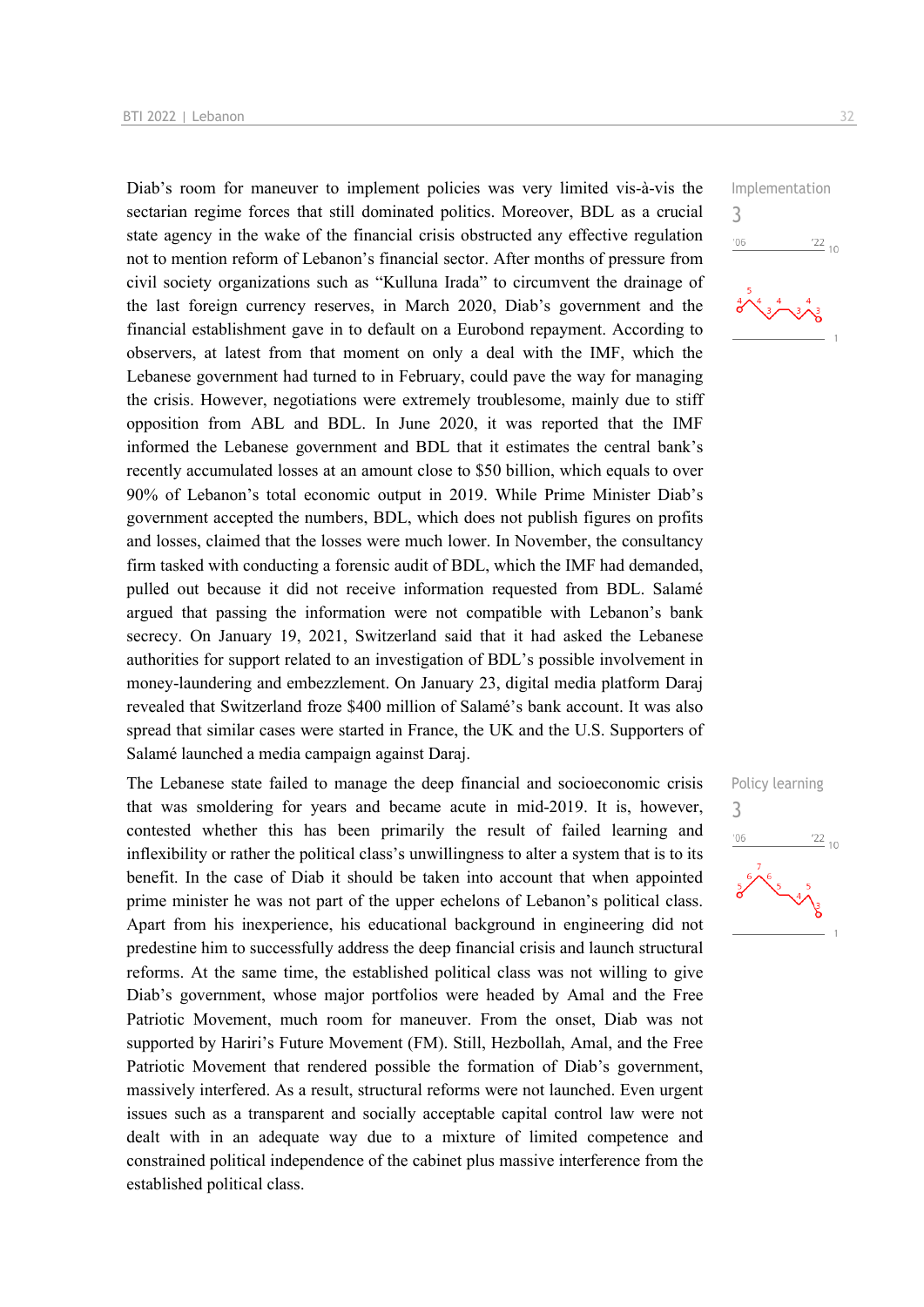Diab's room for maneuver to implement policies was very limited vis-à-vis the sectarian regime forces that still dominated politics. Moreover, BDL as a crucial state agency in the wake of the financial crisis obstructed any effective regulation not to mention reform of Lebanon's financial sector. After months of pressure from civil society organizations such as "Kulluna Irada" to circumvent the drainage of the last foreign currency reserves, in March 2020, Diab's government and the financial establishment gave in to default on a Eurobond repayment. According to observers, at latest from that moment on only a deal with the IMF, which the Lebanese government had turned to in February, could pave the way for managing the crisis. However, negotiations were extremely troublesome, mainly due to stiff opposition from ABL and BDL. In June 2020, it was reported that the IMF informed the Lebanese government and BDL that it estimates the central bank's recently accumulated losses at an amount close to $50 billion, which equals to over 90% of Lebanon's total economic output in 2019. While Prime Minister Diab's government accepted the numbers, BDL, which does not publish figures on profits and losses, claimed that the losses were much lower. In November, the consultancy firm tasked with conducting a forensic audit of BDL, which the IMF had demanded, pulled out because it did not receive information requested from BDL. Salamé argued that passing the information were not compatible with Lebanon's bank secrecy. On January 19, 2021, Switzerland said that it had asked the Lebanese authorities for support related to an investigation of BDL's possible involvement in money-laundering and embezzlement. On January 23, digital media platform Daraj revealed that Switzerland froze $400 million of Salamé's bank account. It was also spread that similar cases were started in France, the UK and the U.S. Supporters of Salamé launched a media campaign against Daraj.

Implementation
3

The Lebanese state failed to manage the deep financial and socioeconomic crisis that was smoldering for years and became acute in mid-2019. It is, however, contested whether this has been primarily the result of failed learning and inflexibility or rather the political class's unwillingness to alter a system that is to its benefit. In the case of Diab it should be taken into account that when appointed prime minister he was not part of the upper echelons of Lebanon's political class. Apart from his inexperience, his educational background in engineering did not predestine him to successfully address the deep financial crisis and launch structural reforms. At the same time, the established political class was not willing to give Diab's government, whose major portfolios were headed by Amal and the Free Patriotic Movement, much room for maneuver. From the onset, Diab was not supported by Hariri's Future Movement (FM). Still, Hezbollah, Amal, and the Free Patriotic Movement that rendered possible the formation of Diab's government, massively interfered. As a result, structural reforms were not launched. Even urgent issues such as a transparent and socially acceptable capital control law were not dealt with in an adequate way due to a mixture of limited competence and constrained political independence of the cabinet plus massive interference from the established political class.

Policy learning
3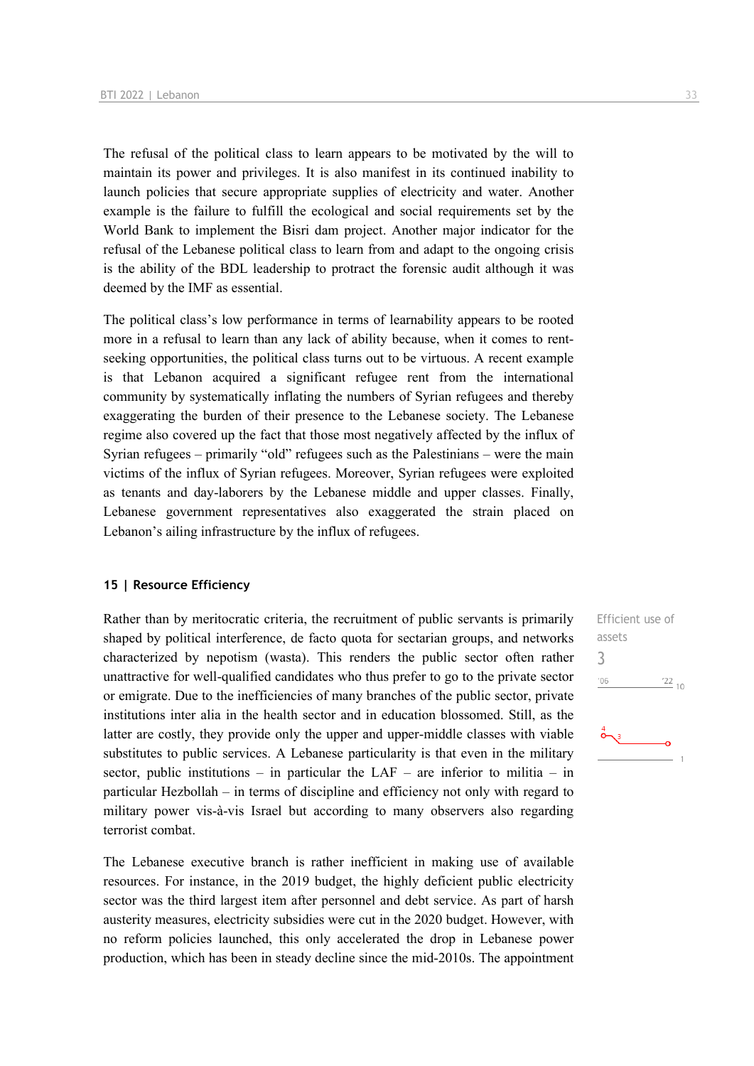The refusal of the political class to learn appears to be motivated by the will to maintain its power and privileges. It is also manifest in its continued inability to launch policies that secure appropriate supplies of electricity and water. Another example is the failure to fulfill the ecological and social requirements set by the World Bank to implement the Bisri dam project. Another major indicator for the refusal of the Lebanese political class to learn from and adapt to the ongoing crisis is the ability of the BDL leadership to protract the forensic audit although it was deemed by the IMF as essential.

The political class's low performance in terms of learnability appears to be rooted more in a refusal to learn than any lack of ability because, when it comes to rent-seeking opportunities, the political class turns out to be virtuous. A recent example is that Lebanon acquired a significant refugee rent from the international community by systematically inflating the numbers of Syrian refugees and thereby exaggerating the burden of their presence to the Lebanese society. The Lebanese regime also covered up the fact that those most negatively affected by the influx of Syrian refugees – primarily "old" refugees such as the Palestinians – were the main victims of the influx of Syrian refugees. Moreover, Syrian refugees were exploited as tenants and day-laborers by the Lebanese middle and upper classes. Finally, Lebanese government representatives also exaggerated the strain placed on Lebanon's ailing infrastructure by the influx of refugees.

## 15 | Resource Efficiency

Efficient use of assets

3

Rather than by meritocratic criteria, the recruitment of public servants is primarily shaped by political interference, de facto quota for sectarian groups, and networks characterized by nepotism (wasta). This renders the public sector often rather unattractive for well-qualified candidates who thus prefer to go to the private sector or emigrate. Due to the inefficiencies of many branches of the public sector, private institutions inter alia in the health sector and in education blossomed. Still, as the latter are costly, they provide only the upper and upper-middle classes with viable substitutes to public services. A Lebanese particularity is that even in the military sector, public institutions – in particular the LAF – are inferior to militia – in particular Hezbollah – in terms of discipline and efficiency not only with regard to military power vis-à-vis Israel but according to many observers also regarding terrorist combat.

The Lebanese executive branch is rather inefficient in making use of available resources. For instance, in the 2019 budget, the highly deficient public electricity sector was the third largest item after personnel and debt service. As part of harsh austerity measures, electricity subsidies were cut in the 2020 budget. However, with no reform policies launched, this only accelerated the drop in Lebanese power production, which has been in steady decline since the mid-2010s. The appointment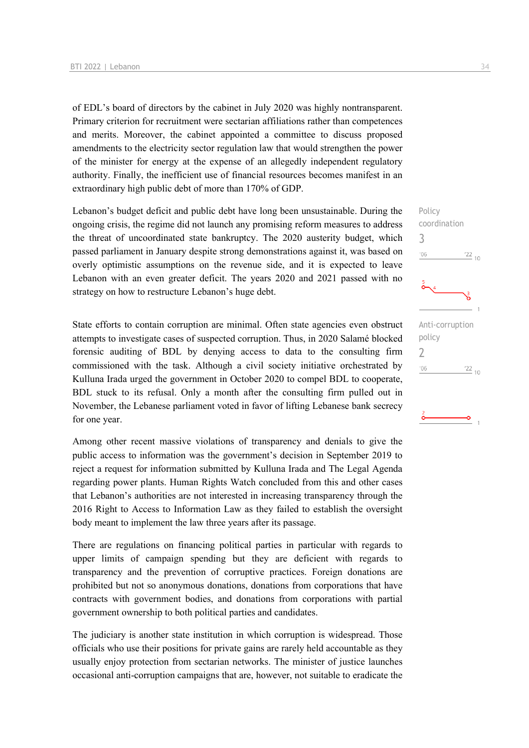of EDL's board of directors by the cabinet in July 2020 was highly nontransparent. Primary criterion for recruitment were sectarian affiliations rather than competences and merits. Moreover, the cabinet appointed a committee to discuss proposed amendments to the electricity sector regulation law that would strengthen the power of the minister for energy at the expense of an allegedly independent regulatory authority. Finally, the inefficient use of financial resources becomes manifest in an extraordinary high public debt of more than 170% of GDP.

Policy coordination
3

Lebanon's budget deficit and public debt have long been unsustainable. During the ongoing crisis, the regime did not launch any promising reform measures to address the threat of uncoordinated state bankruptcy. The 2020 austerity budget, which passed parliament in January despite strong demonstrations against it, was based on overly optimistic assumptions on the revenue side, and it is expected to leave Lebanon with an even greater deficit. The years 2020 and 2021 passed with no strategy on how to restructure Lebanon's huge debt.

Anti-corruption policy
2

State efforts to contain corruption are minimal. Often state agencies even obstruct attempts to investigate cases of suspected corruption. Thus, in 2020 Salamé blocked forensic auditing of BDL by denying access to data to the consulting firm commissioned with the task. Although a civil society initiative orchestrated by Kulluna Irada urged the government in October 2020 to compel BDL to cooperate, BDL stuck to its refusal. Only a month after the consulting firm pulled out in November, the Lebanese parliament voted in favor of lifting Lebanese bank secrecy for one year.

Among other recent massive violations of transparency and denials to give the public access to information was the government's decision in September 2019 to reject a request for information submitted by Kulluna Irada and The Legal Agenda regarding power plants. Human Rights Watch concluded from this and other cases that Lebanon's authorities are not interested in increasing transparency through the 2016 Right to Access to Information Law as they failed to establish the oversight body meant to implement the law three years after its passage.

There are regulations on financing political parties in particular with regards to upper limits of campaign spending but they are deficient with regards to transparency and the prevention of corruptive practices. Foreign donations are prohibited but not so anonymous donations, donations from corporations that have contracts with government bodies, and donations from corporations with partial government ownership to both political parties and candidates.

The judiciary is another state institution in which corruption is widespread. Those officials who use their positions for private gains are rarely held accountable as they usually enjoy protection from sectarian networks. The minister of justice launches occasional anti-corruption campaigns that are, however, not suitable to eradicate the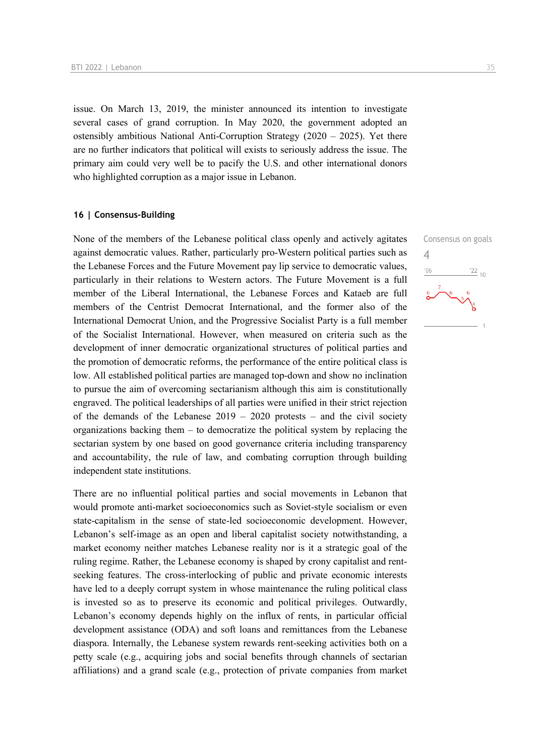issue. On March 13, 2019, the minister announced its intention to investigate several cases of grand corruption. In May 2020, the government adopted an ostensibly ambitious National Anti-Corruption Strategy (2020 – 2025). Yet there are no further indicators that political will exists to seriously address the issue. The primary aim could very well be to pacify the U.S. and other international donors who highlighted corruption as a major issue in Lebanon.

## 16 | Consensus-Building

Consensus on goals

4

None of the members of the Lebanese political class openly and actively agitates against democratic values. Rather, particularly pro-Western political parties such as the Lebanese Forces and the Future Movement pay lip service to democratic values, particularly in their relations to Western actors. The Future Movement is a full member of the Liberal International, the Lebanese Forces and Kataeb are full members of the Centrist Democrat International, and the former also of the International Democrat Union, and the Progressive Socialist Party is a full member of the Socialist International. However, when measured on criteria such as the development of inner democratic organizational structures of political parties and the promotion of democratic reforms, the performance of the entire political class is low. All established political parties are managed top-down and show no inclination to pursue the aim of overcoming sectarianism although this aim is constitutionally engraved. The political leaderships of all parties were unified in their strict rejection of the demands of the Lebanese 2019 – 2020 protests – and the civil society organizations backing them – to democratize the political system by replacing the sectarian system by one based on good governance criteria including transparency and accountability, the rule of law, and combating corruption through building independent state institutions.

There are no influential political parties and social movements in Lebanon that would promote anti-market socioeconomics such as Soviet-style socialism or even state-capitalism in the sense of state-led socioeconomic development. However, Lebanon's self-image as an open and liberal capitalist society notwithstanding, a market economy neither matches Lebanese reality nor is it a strategic goal of the ruling regime. Rather, the Lebanese economy is shaped by crony capitalist and rent-seeking features. The cross-interlocking of public and private economic interests have led to a deeply corrupt system in whose maintenance the ruling political class is invested so as to preserve its economic and political privileges. Outwardly, Lebanon's economy depends highly on the influx of rents, in particular official development assistance (ODA) and soft loans and remittances from the Lebanese diaspora. Internally, the Lebanese system rewards rent-seeking activities both on a petty scale (e.g., acquiring jobs and social benefits through channels of sectarian affiliations) and a grand scale (e.g., protection of private companies from market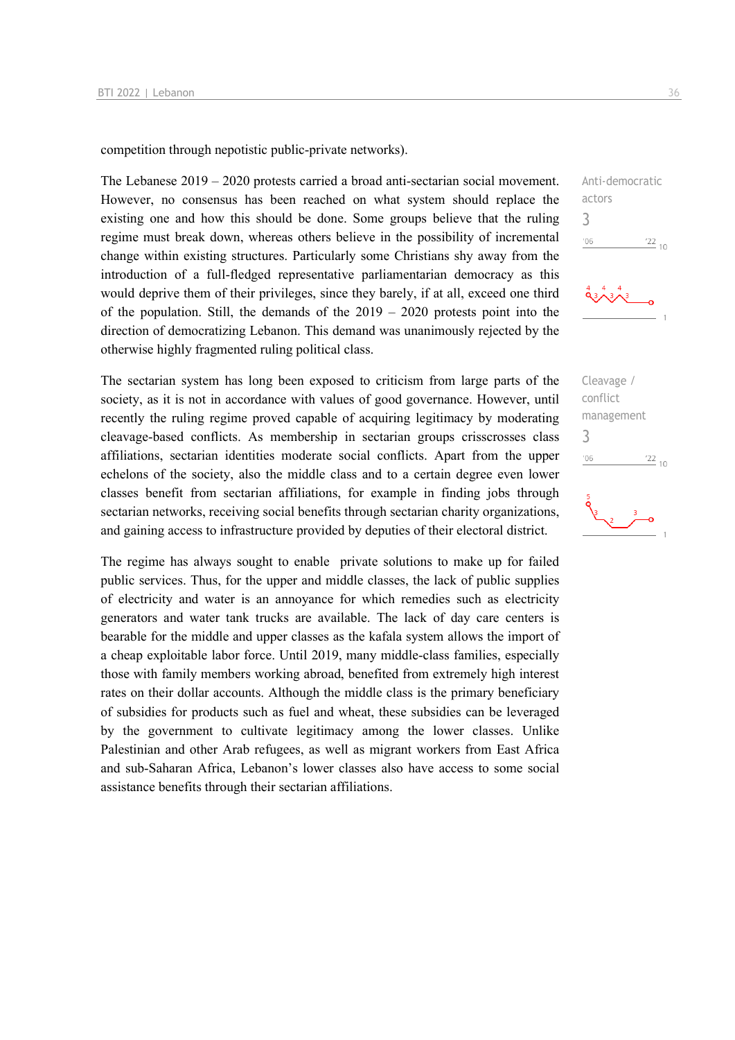competition through nepotistic public-private networks).

The Lebanese 2019 – 2020 protests carried a broad anti-sectarian social movement. However, no consensus has been reached on what system should replace the existing one and how this should be done. Some groups believe that the ruling regime must break down, whereas others believe in the possibility of incremental change within existing structures. Particularly some Christians shy away from the introduction of a full-fledged representative parliamentarian democracy as this would deprive them of their privileges, since they barely, if at all, exceed one third of the population. Still, the demands of the 2019 – 2020 protests point into the direction of democratizing Lebanon. This demand was unanimously rejected by the otherwise highly fragmented ruling political class.

Anti-democratic actors
3

The sectarian system has long been exposed to criticism from large parts of the society, as it is not in accordance with values of good governance. However, until recently the ruling regime proved capable of acquiring legitimacy by moderating cleavage-based conflicts. As membership in sectarian groups crisscrosses class affiliations, sectarian identities moderate social conflicts. Apart from the upper echelons of the society, also the middle class and to a certain degree even lower classes benefit from sectarian affiliations, for example in finding jobs through sectarian networks, receiving social benefits through sectarian charity organizations, and gaining access to infrastructure provided by deputies of their electoral district.

Cleavage / conflict management
3

The regime has always sought to enable private solutions to make up for failed public services. Thus, for the upper and middle classes, the lack of public supplies of electricity and water is an annoyance for which remedies such as electricity generators and water tank trucks are available. The lack of day care centers is bearable for the middle and upper classes as the kafala system allows the import of a cheap exploitable labor force. Until 2019, many middle-class families, especially those with family members working abroad, benefited from extremely high interest rates on their dollar accounts. Although the middle class is the primary beneficiary of subsidies for products such as fuel and wheat, these subsidies can be leveraged by the government to cultivate legitimacy among the lower classes. Unlike Palestinian and other Arab refugees, as well as migrant workers from East Africa and sub-Saharan Africa, Lebanon's lower classes also have access to some social assistance benefits through their sectarian affiliations.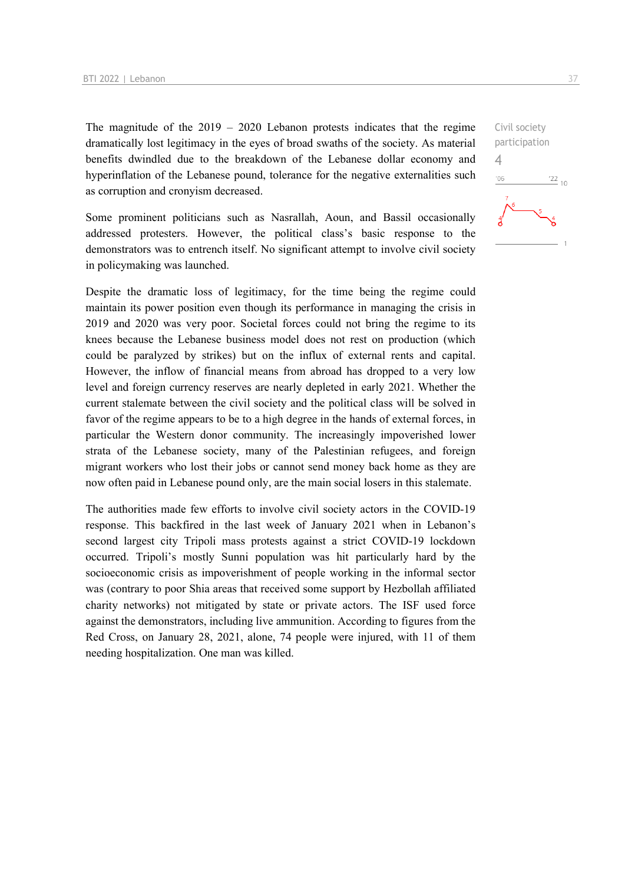The magnitude of the 2019 – 2020 Lebanon protests indicates that the regime dramatically lost legitimacy in the eyes of broad swaths of the society. As material benefits dwindled due to the breakdown of the Lebanese dollar economy and hyperinflation of the Lebanese pound, tolerance for the negative externalities such as corruption and cronyism decreased.

Some prominent politicians such as Nasrallah, Aoun, and Bassil occasionally addressed protesters. However, the political class's basic response to the demonstrators was to entrench itself. No significant attempt to involve civil society in policymaking was launched.

Civil society participation
4

Despite the dramatic loss of legitimacy, for the time being the regime could maintain its power position even though its performance in managing the crisis in 2019 and 2020 was very poor. Societal forces could not bring the regime to its knees because the Lebanese business model does not rest on production (which could be paralyzed by strikes) but on the influx of external rents and capital. However, the inflow of financial means from abroad has dropped to a very low level and foreign currency reserves are nearly depleted in early 2021. Whether the current stalemate between the civil society and the political class will be solved in favor of the regime appears to be to a high degree in the hands of external forces, in particular the Western donor community. The increasingly impoverished lower strata of the Lebanese society, many of the Palestinian refugees, and foreign migrant workers who lost their jobs or cannot send money back home as they are now often paid in Lebanese pound only, are the main social losers in this stalemate.

The authorities made few efforts to involve civil society actors in the COVID-19 response. This backfired in the last week of January 2021 when in Lebanon's second largest city Tripoli mass protests against a strict COVID-19 lockdown occurred. Tripoli's mostly Sunni population was hit particularly hard by the socioeconomic crisis as impoverishment of people working in the informal sector was (contrary to poor Shia areas that received some support by Hezbollah affiliated charity networks) not mitigated by state or private actors. The ISF used force against the demonstrators, including live ammunition. According to figures from the Red Cross, on January 28, 2021, alone, 74 people were injured, with 11 of them needing hospitalization. One man was killed.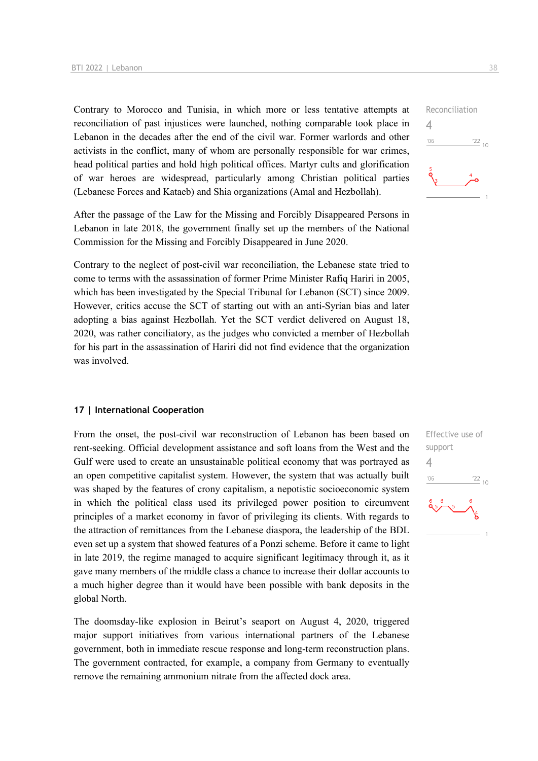Contrary to Morocco and Tunisia, in which more or less tentative attempts at reconciliation of past injustices were launched, nothing comparable took place in Lebanon in the decades after the end of the civil war. Former warlords and other activists in the conflict, many of whom are personally responsible for war crimes, head political parties and hold high political offices. Martyr cults and glorification of war heroes are widespread, particularly among Christian political parties (Lebanese Forces and Kataeb) and Shia organizations (Amal and Hezbollah).

Reconciliation
4

After the passage of the Law for the Missing and Forcibly Disappeared Persons in Lebanon in late 2018, the government finally set up the members of the National Commission for the Missing and Forcibly Disappeared in June 2020.

Contrary to the neglect of post-civil war reconciliation, the Lebanese state tried to come to terms with the assassination of former Prime Minister Rafiq Hariri in 2005, which has been investigated by the Special Tribunal for Lebanon (SCT) since 2009. However, critics accuse the SCT of starting out with an anti-Syrian bias and later adopting a bias against Hezbollah. Yet the SCT verdict delivered on August 18, 2020, was rather conciliatory, as the judges who convicted a member of Hezbollah for his part in the assassination of Hariri did not find evidence that the organization was involved.

### 17 | International Cooperation

From the onset, the post-civil war reconstruction of Lebanon has been based on rent-seeking. Official development assistance and soft loans from the West and the Gulf were used to create an unsustainable political economy that was portrayed as an open competitive capitalist system. However, the system that was actually built was shaped by the features of crony capitalism, a nepotistic socioeconomic system in which the political class used its privileged power position to circumvent principles of a market economy in favor of privileging its clients. With regards to the attraction of remittances from the Lebanese diaspora, the leadership of the BDL even set up a system that showed features of a Ponzi scheme. Before it came to light in late 2019, the regime managed to acquire significant legitimacy through it, as it gave many members of the middle class a chance to increase their dollar accounts to a much higher degree than it would have been possible with bank deposits in the global North.

Effective use of support
4

The doomsday-like explosion in Beirut's seaport on August 4, 2020, triggered major support initiatives from various international partners of the Lebanese government, both in immediate rescue response and long-term reconstruction plans. The government contracted, for example, a company from Germany to eventually remove the remaining ammonium nitrate from the affected dock area.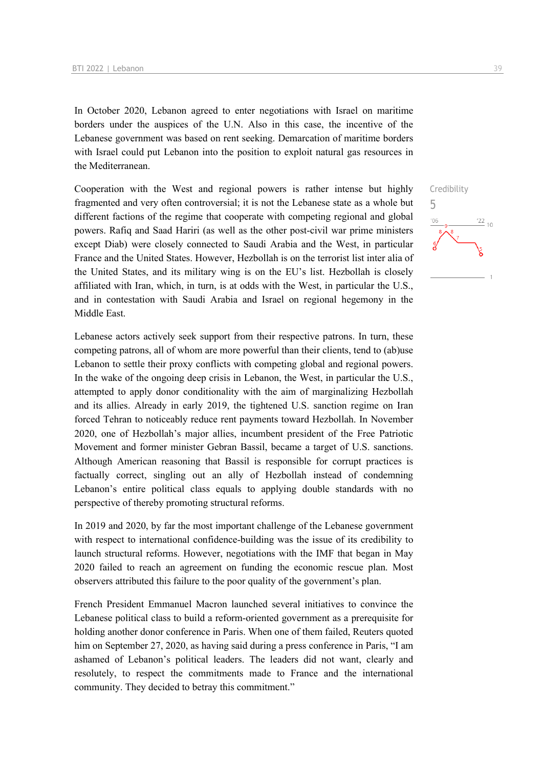In October 2020, Lebanon agreed to enter negotiations with Israel on maritime borders under the auspices of the U.N. Also in this case, the incentive of the Lebanese government was based on rent seeking. Demarcation of maritime borders with Israel could put Lebanon into the position to exploit natural gas resources in the Mediterranean.

Credibility
5

Cooperation with the West and regional powers is rather intense but highly fragmented and very often controversial; it is not the Lebanese state as a whole but different factions of the regime that cooperate with competing regional and global powers. Rafiq and Saad Hariri (as well as the other post-civil war prime ministers except Diab) were closely connected to Saudi Arabia and the West, in particular France and the United States. However, Hezbollah is on the terrorist list inter alia of the United States, and its military wing is on the EU's list. Hezbollah is closely affiliated with Iran, which, in turn, is at odds with the West, in particular the U.S., and in contestation with Saudi Arabia and Israel on regional hegemony in the Middle East.

Lebanese actors actively seek support from their respective patrons. In turn, these competing patrons, all of whom are more powerful than their clients, tend to (ab)use Lebanon to settle their proxy conflicts with competing global and regional powers. In the wake of the ongoing deep crisis in Lebanon, the West, in particular the U.S., attempted to apply donor conditionality with the aim of marginalizing Hezbollah and its allies. Already in early 2019, the tightened U.S. sanction regime on Iran forced Tehran to noticeably reduce rent payments toward Hezbollah. In November 2020, one of Hezbollah's major allies, incumbent president of the Free Patriotic Movement and former minister Gebran Bassil, became a target of U.S. sanctions. Although American reasoning that Bassil is responsible for corrupt practices is factually correct, singling out an ally of Hezbollah instead of condemning Lebanon's entire political class equals to applying double standards with no perspective of thereby promoting structural reforms.

In 2019 and 2020, by far the most important challenge of the Lebanese government with respect to international confidence-building was the issue of its credibility to launch structural reforms. However, negotiations with the IMF that began in May 2020 failed to reach an agreement on funding the economic rescue plan. Most observers attributed this failure to the poor quality of the government's plan.

French President Emmanuel Macron launched several initiatives to convince the Lebanese political class to build a reform-oriented government as a prerequisite for holding another donor conference in Paris. When one of them failed, Reuters quoted him on September 27, 2020, as having said during a press conference in Paris, "I am ashamed of Lebanon's political leaders. The leaders did not want, clearly and resolutely, to respect the commitments made to France and the international community. They decided to betray this commitment."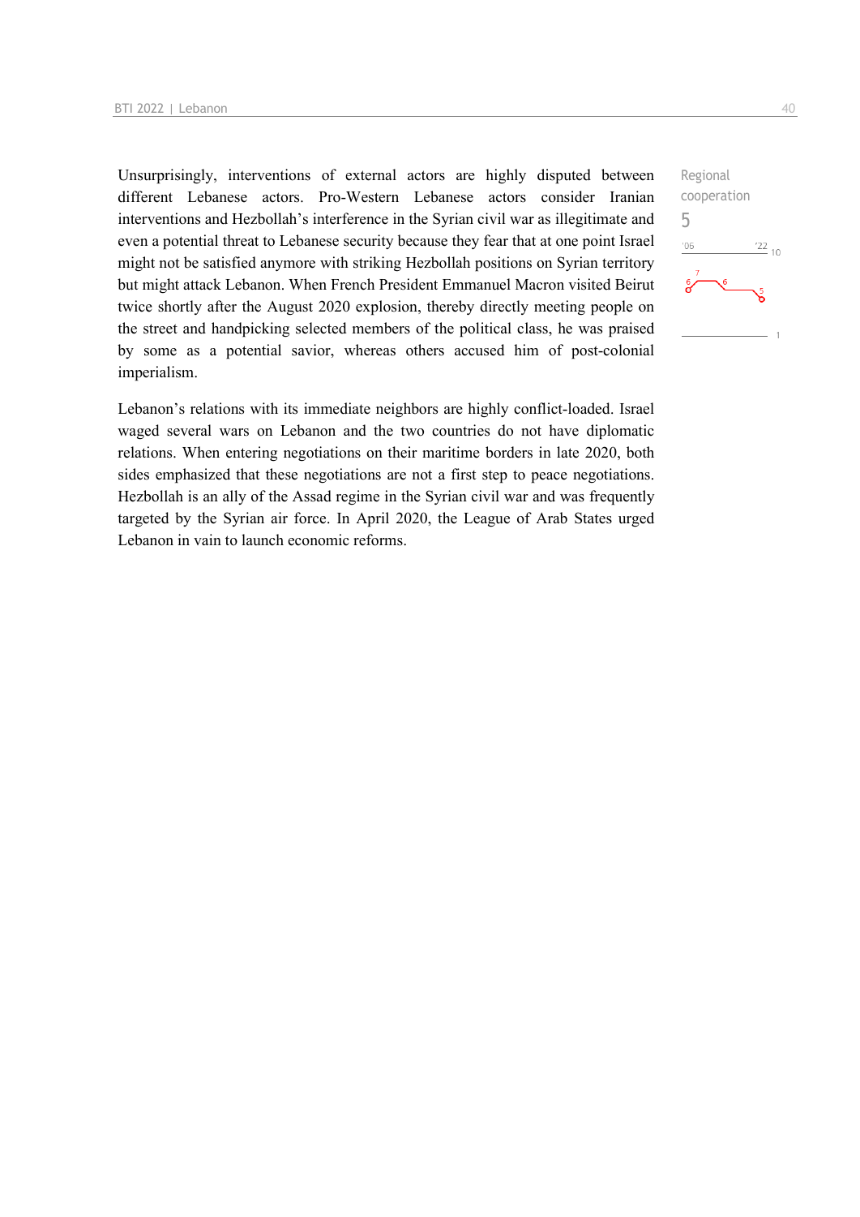Unsurprisingly, interventions of external actors are highly disputed between different Lebanese actors. Pro-Western Lebanese actors consider Iranian interventions and Hezbollah's interference in the Syrian civil war as illegitimate and even a potential threat to Lebanese security because they fear that at one point Israel might not be satisfied anymore with striking Hezbollah positions on Syrian territory but might attack Lebanon. When French President Emmanuel Macron visited Beirut twice shortly after the August 2020 explosion, thereby directly meeting people on the street and handpicking selected members of the political class, he was praised by some as a potential savior, whereas others accused him of post-colonial imperialism.

Regional cooperation
5

Lebanon's relations with its immediate neighbors are highly conflict-loaded. Israel waged several wars on Lebanon and the two countries do not have diplomatic relations. When entering negotiations on their maritime borders in late 2020, both sides emphasized that these negotiations are not a first step to peace negotiations. Hezbollah is an ally of the Assad regime in the Syrian civil war and was frequently targeted by the Syrian air force. In April 2020, the League of Arab States urged Lebanon in vain to launch economic reforms.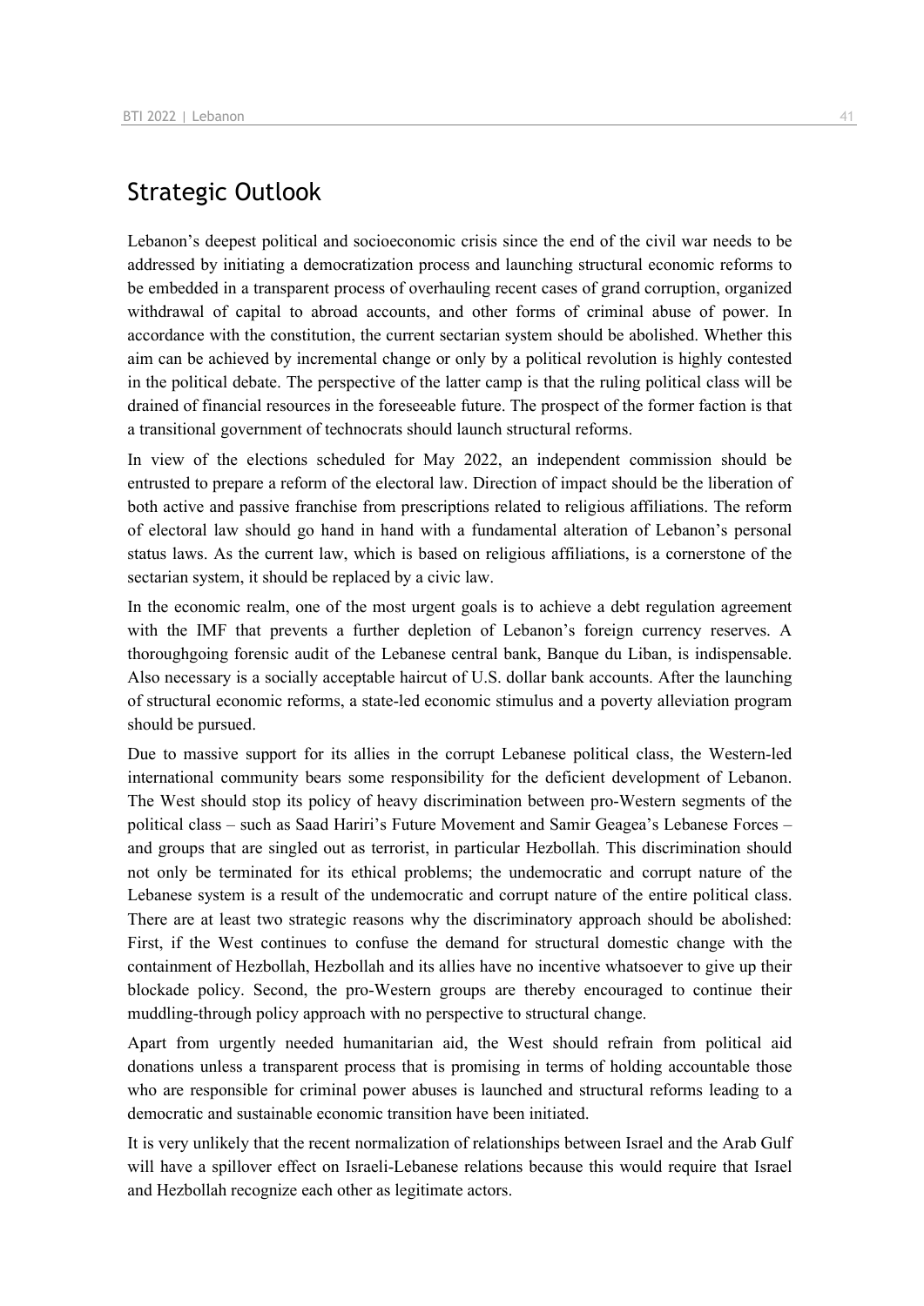## Strategic Outlook

Lebanon's deepest political and socioeconomic crisis since the end of the civil war needs to be addressed by initiating a democratization process and launching structural economic reforms to be embedded in a transparent process of overhauling recent cases of grand corruption, organized withdrawal of capital to abroad accounts, and other forms of criminal abuse of power. In accordance with the constitution, the current sectarian system should be abolished. Whether this aim can be achieved by incremental change or only by a political revolution is highly contested in the political debate. The perspective of the latter camp is that the ruling political class will be drained of financial resources in the foreseeable future. The prospect of the former faction is that a transitional government of technocrats should launch structural reforms.

In view of the elections scheduled for May 2022, an independent commission should be entrusted to prepare a reform of the electoral law. Direction of impact should be the liberation of both active and passive franchise from prescriptions related to religious affiliations. The reform of electoral law should go hand in hand with a fundamental alteration of Lebanon's personal status laws. As the current law, which is based on religious affiliations, is a cornerstone of the sectarian system, it should be replaced by a civic law.

In the economic realm, one of the most urgent goals is to achieve a debt regulation agreement with the IMF that prevents a further depletion of Lebanon's foreign currency reserves. A thoroughgoing forensic audit of the Lebanese central bank, Banque du Liban, is indispensable. Also necessary is a socially acceptable haircut of U.S. dollar bank accounts. After the launching of structural economic reforms, a state-led economic stimulus and a poverty alleviation program should be pursued.

Due to massive support for its allies in the corrupt Lebanese political class, the Western-led international community bears some responsibility for the deficient development of Lebanon. The West should stop its policy of heavy discrimination between pro-Western segments of the political class – such as Saad Hariri's Future Movement and Samir Geagea's Lebanese Forces – and groups that are singled out as terrorist, in particular Hezbollah. This discrimination should not only be terminated for its ethical problems; the undemocratic and corrupt nature of the Lebanese system is a result of the undemocratic and corrupt nature of the entire political class. There are at least two strategic reasons why the discriminatory approach should be abolished: First, if the West continues to confuse the demand for structural domestic change with the containment of Hezbollah, Hezbollah and its allies have no incentive whatsoever to give up their blockade policy. Second, the pro-Western groups are thereby encouraged to continue their muddling-through policy approach with no perspective to structural change.

Apart from urgently needed humanitarian aid, the West should refrain from political aid donations unless a transparent process that is promising in terms of holding accountable those who are responsible for criminal power abuses is launched and structural reforms leading to a democratic and sustainable economic transition have been initiated.

It is very unlikely that the recent normalization of relationships between Israel and the Arab Gulf will have a spillover effect on Israeli-Lebanese relations because this would require that Israel and Hezbollah recognize each other as legitimate actors.